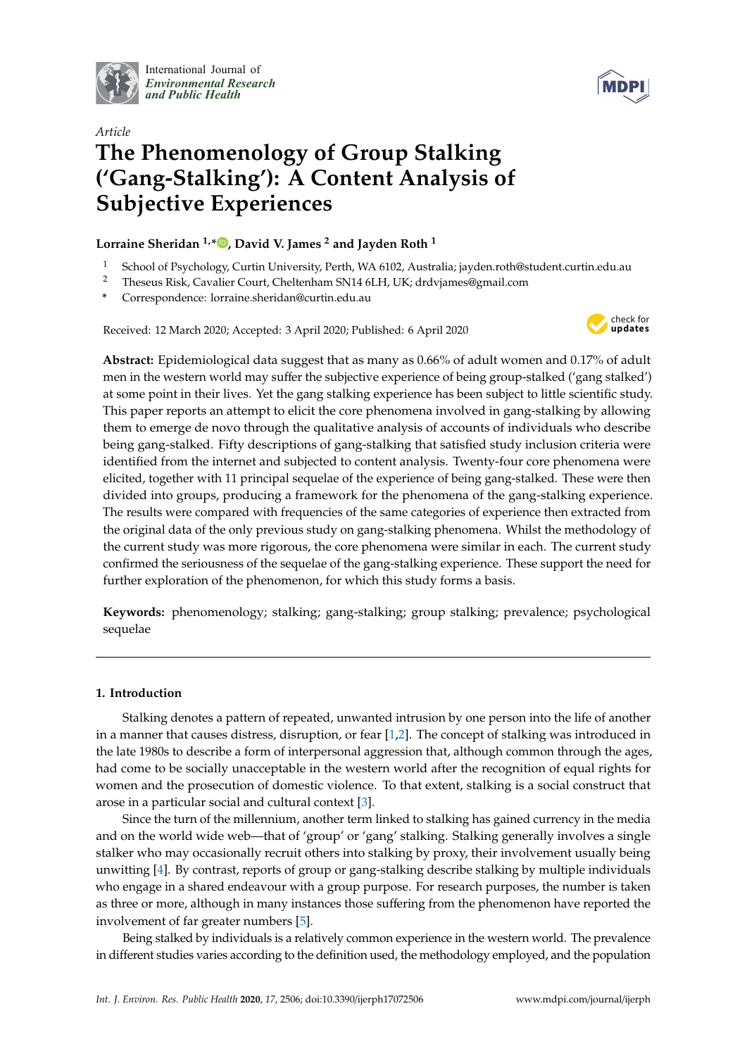International Journal of *Environmental Research and Public Health*

*Article*

# The Phenomenology of Group Stalking ('Gang-Stalking'): A Content Analysis of Subjective Experiences

**Lorraine Sheridan [1,*], David V. James [2] and Jayden Roth [1]**

[1] School of Psychology, Curtin University, Perth, WA 6102, Australia; jayden.roth@student.curtin.edu.au
[2] Theseus Risk, Cavalier Court, Cheltenham SN14 6LH, UK; drdvjames@gmail.com
[*] Correspondence: lorraine.sheridan@curtin.edu.au

Received: 12 March 2020; Accepted: 3 April 2020; Published: 6 April 2020

**Abstract:** Epidemiological data suggest that as many as 0.66% of adult women and 0.17% of adult men in the western world may suffer the subjective experience of being group-stalked ('gang stalked') at some point in their lives. Yet the gang stalking experience has been subject to little scientific study. This paper reports an attempt to elicit the core phenomena involved in gang-stalking by allowing them to emerge de novo through the qualitative analysis of accounts of individuals who describe being gang-stalked. Fifty descriptions of gang-stalking that satisfied study inclusion criteria were identified from the internet and subjected to content analysis. Twenty-four core phenomena were elicited, together with 11 principal sequelae of the experience of being gang-stalked. These were then divided into groups, producing a framework for the phenomena of the gang-stalking experience. The results were compared with frequencies of the same categories of experience then extracted from the original data of the only previous study on gang-stalking phenomena. Whilst the methodology of the current study was more rigorous, the core phenomena were similar in each. The current study confirmed the seriousness of the sequelae of the gang-stalking experience. These support the need for further exploration of the phenomenon, for which this study forms a basis.

**Keywords:** phenomenology; stalking; gang-stalking; group stalking; prevalence; psychological sequelae

## 1. Introduction

Stalking denotes a pattern of repeated, unwanted intrusion by one person into the life of another in a manner that causes distress, disruption, or fear [1,2]. The concept of stalking was introduced in the late 1980s to describe a form of interpersonal aggression that, although common through the ages, had come to be socially unacceptable in the western world after the recognition of equal rights for women and the prosecution of domestic violence. To that extent, stalking is a social construct that arose in a particular social and cultural context [3].

Since the turn of the millennium, another term linked to stalking has gained currency in the media and on the world wide web—that of 'group' or 'gang' stalking. Stalking generally involves a single stalker who may occasionally recruit others into stalking by proxy, their involvement usually being unwitting [4]. By contrast, reports of group or gang-stalking describe stalking by multiple individuals who engage in a shared endeavour with a group purpose. For research purposes, the number is taken as three or more, although in many instances those suffering from the phenomenon have reported the involvement of far greater numbers [5].

Being stalked by individuals is a relatively common experience in the western world. The prevalence in different studies varies according to the definition used, the methodology employed, and the population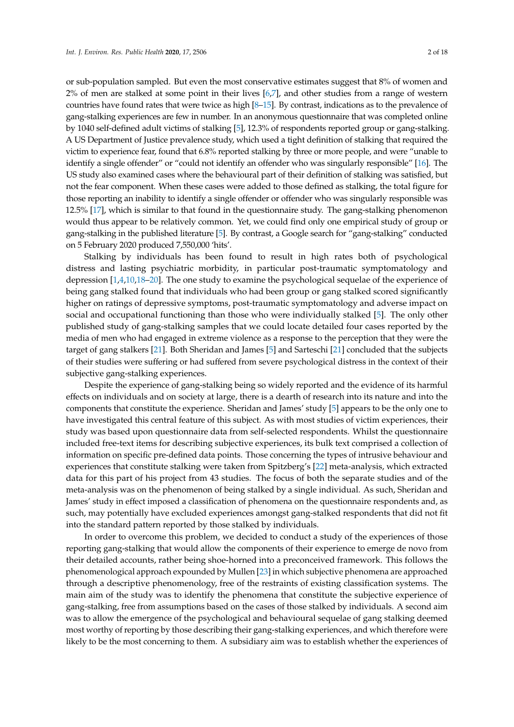or sub-population sampled. But even the most conservative estimates suggest that 8% of women and 2% of men are stalked at some point in their lives [6,7], and other studies from a range of western countries have found rates that were twice as high [8–15]. By contrast, indications as to the prevalence of gang-stalking experiences are few in number. In an anonymous questionnaire that was completed online by 1040 self-defined adult victims of stalking [5], 12.3% of respondents reported group or gang-stalking. A US Department of Justice prevalence study, which used a tight definition of stalking that required the victim to experience fear, found that 6.8% reported stalking by three or more people, and were "unable to identify a single offender" or "could not identify an offender who was singularly responsible" [16]. The US study also examined cases where the behavioural part of their definition of stalking was satisfied, but not the fear component. When these cases were added to those defined as stalking, the total figure for those reporting an inability to identify a single offender or offender who was singularly responsible was 12.5% [17], which is similar to that found in the questionnaire study. The gang-stalking phenomenon would thus appear to be relatively common. Yet, we could find only one empirical study of group or gang-stalking in the published literature [5]. By contrast, a Google search for "gang-stalking" conducted on 5 February 2020 produced 7,550,000 'hits'.

Stalking by individuals has been found to result in high rates both of psychological distress and lasting psychiatric morbidity, in particular post-traumatic symptomatology and depression [1,4,10,18–20]. The one study to examine the psychological sequelae of the experience of being gang stalked found that individuals who had been group or gang stalked scored significantly higher on ratings of depressive symptoms, post-traumatic symptomatology and adverse impact on social and occupational functioning than those who were individually stalked [5]. The only other published study of gang-stalking samples that we could locate detailed four cases reported by the media of men who had engaged in extreme violence as a response to the perception that they were the target of gang stalkers [21]. Both Sheridan and James [5] and Sarteschi [21] concluded that the subjects of their studies were suffering or had suffered from severe psychological distress in the context of their subjective gang-stalking experiences.

Despite the experience of gang-stalking being so widely reported and the evidence of its harmful effects on individuals and on society at large, there is a dearth of research into its nature and into the components that constitute the experience. Sheridan and James' study [5] appears to be the only one to have investigated this central feature of this subject. As with most studies of victim experiences, their study was based upon questionnaire data from self-selected respondents. Whilst the questionnaire included free-text items for describing subjective experiences, its bulk text comprised a collection of information on specific pre-defined data points. Those concerning the types of intrusive behaviour and experiences that constitute stalking were taken from Spitzberg's [22] meta-analysis, which extracted data for this part of his project from 43 studies. The focus of both the separate studies and of the meta-analysis was on the phenomenon of being stalked by a single individual. As such, Sheridan and James' study in effect imposed a classification of phenomena on the questionnaire respondents and, as such, may potentially have excluded experiences amongst gang-stalked respondents that did not fit into the standard pattern reported by those stalked by individuals.

In order to overcome this problem, we decided to conduct a study of the experiences of those reporting gang-stalking that would allow the components of their experience to emerge de novo from their detailed accounts, rather being shoe-horned into a preconceived framework. This follows the phenomenological approach expounded by Mullen [23] in which subjective phenomena are approached through a descriptive phenomenology, free of the restraints of existing classification systems. The main aim of the study was to identify the phenomena that constitute the subjective experience of gang-stalking, free from assumptions based on the cases of those stalked by individuals. A second aim was to allow the emergence of the psychological and behavioural sequelae of gang stalking deemed most worthy of reporting by those describing their gang-stalking experiences, and which therefore were likely to be the most concerning to them. A subsidiary aim was to establish whether the experiences of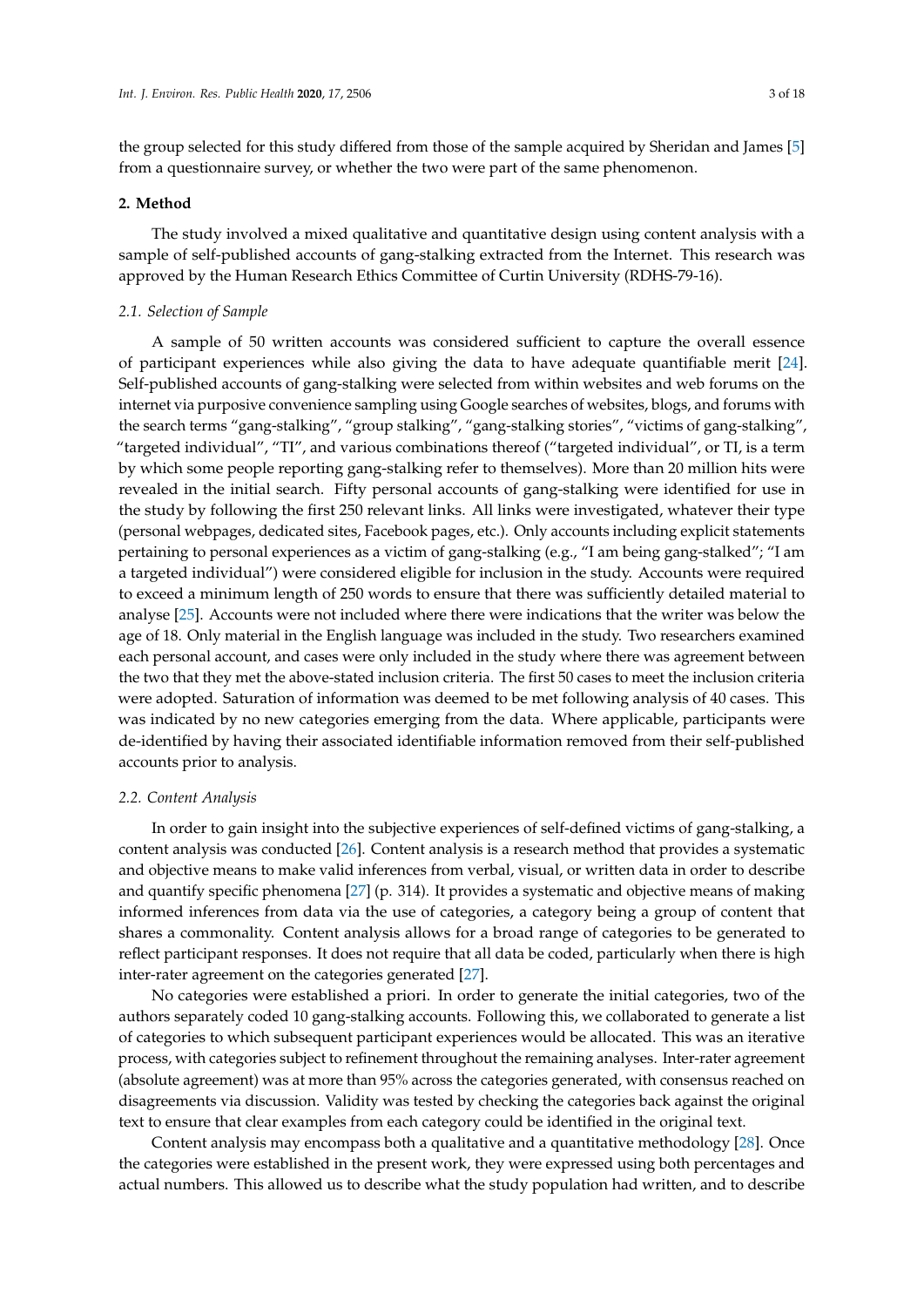the group selected for this study differed from those of the sample acquired by Sheridan and James [5] from a questionnaire survey, or whether the two were part of the same phenomenon.

## 2. Method

The study involved a mixed qualitative and quantitative design using content analysis with a sample of self-published accounts of gang-stalking extracted from the Internet. This research was approved by the Human Research Ethics Committee of Curtin University (RDHS-79-16).

### 2.1. Selection of Sample

A sample of 50 written accounts was considered sufficient to capture the overall essence of participant experiences while also giving the data to have adequate quantifiable merit [24]. Self-published accounts of gang-stalking were selected from within websites and web forums on the internet via purposive convenience sampling using Google searches of websites, blogs, and forums with the search terms "gang-stalking", "group stalking", "gang-stalking stories", "victims of gang-stalking", "targeted individual", "TI", and various combinations thereof ("targeted individual", or TI, is a term by which some people reporting gang-stalking refer to themselves). More than 20 million hits were revealed in the initial search. Fifty personal accounts of gang-stalking were identified for use in the study by following the first 250 relevant links. All links were investigated, whatever their type (personal webpages, dedicated sites, Facebook pages, etc.). Only accounts including explicit statements pertaining to personal experiences as a victim of gang-stalking (e.g., "I am being gang-stalked"; "I am a targeted individual") were considered eligible for inclusion in the study. Accounts were required to exceed a minimum length of 250 words to ensure that there was sufficiently detailed material to analyse [25]. Accounts were not included where there were indications that the writer was below the age of 18. Only material in the English language was included in the study. Two researchers examined each personal account, and cases were only included in the study where there was agreement between the two that they met the above-stated inclusion criteria. The first 50 cases to meet the inclusion criteria were adopted. Saturation of information was deemed to be met following analysis of 40 cases. This was indicated by no new categories emerging from the data. Where applicable, participants were de-identified by having their associated identifiable information removed from their self-published accounts prior to analysis.

### 2.2. Content Analysis

In order to gain insight into the subjective experiences of self-defined victims of gang-stalking, a content analysis was conducted [26]. Content analysis is a research method that provides a systematic and objective means to make valid inferences from verbal, visual, or written data in order to describe and quantify specific phenomena [27] (p. 314). It provides a systematic and objective means of making informed inferences from data via the use of categories, a category being a group of content that shares a commonality. Content analysis allows for a broad range of categories to be generated to reflect participant responses. It does not require that all data be coded, particularly when there is high inter-rater agreement on the categories generated [27].

No categories were established a priori. In order to generate the initial categories, two of the authors separately coded 10 gang-stalking accounts. Following this, we collaborated to generate a list of categories to which subsequent participant experiences would be allocated. This was an iterative process, with categories subject to refinement throughout the remaining analyses. Inter-rater agreement (absolute agreement) was at more than 95% across the categories generated, with consensus reached on disagreements via discussion. Validity was tested by checking the categories back against the original text to ensure that clear examples from each category could be identified in the original text.

Content analysis may encompass both a qualitative and a quantitative methodology [28]. Once the categories were established in the present work, they were expressed using both percentages and actual numbers. This allowed us to describe what the study population had written, and to describe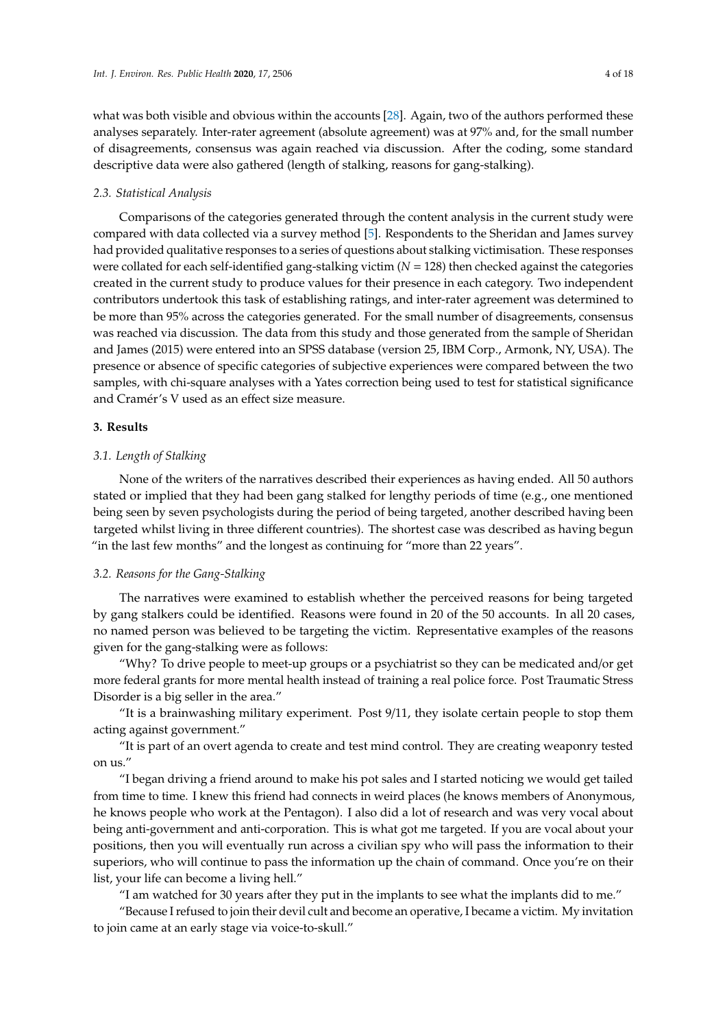what was both visible and obvious within the accounts [28]. Again, two of the authors performed these analyses separately. Inter-rater agreement (absolute agreement) was at 97% and, for the small number of disagreements, consensus was again reached via discussion. After the coding, some standard descriptive data were also gathered (length of stalking, reasons for gang-stalking).

### 2.3. Statistical Analysis

Comparisons of the categories generated through the content analysis in the current study were compared with data collected via a survey method [5]. Respondents to the Sheridan and James survey had provided qualitative responses to a series of questions about stalking victimisation. These responses were collated for each self-identified gang-stalking victim ($N = 128$) then checked against the categories created in the current study to produce values for their presence in each category. Two independent contributors undertook this task of establishing ratings, and inter-rater agreement was determined to be more than 95% across the categories generated. For the small number of disagreements, consensus was reached via discussion. The data from this study and those generated from the sample of Sheridan and James (2015) were entered into an SPSS database (version 25, IBM Corp., Armonk, NY, USA). The presence or absence of specific categories of subjective experiences were compared between the two samples, with chi-square analyses with a Yates correction being used to test for statistical significance and Cramér's V used as an effect size measure.

## 3. Results

### 3.1. Length of Stalking

None of the writers of the narratives described their experiences as having ended. All 50 authors stated or implied that they had been gang stalked for lengthy periods of time (e.g., one mentioned being seen by seven psychologists during the period of being targeted, another described having been targeted whilst living in three different countries). The shortest case was described as having begun "in the last few months" and the longest as continuing for "more than 22 years".

### 3.2. Reasons for the Gang-Stalking

The narratives were examined to establish whether the perceived reasons for being targeted by gang stalkers could be identified. Reasons were found in 20 of the 50 accounts. In all 20 cases, no named person was believed to be targeting the victim. Representative examples of the reasons given for the gang-stalking were as follows:

"Why? To drive people to meet-up groups or a psychiatrist so they can be medicated and/or get more federal grants for more mental health instead of training a real police force. Post Traumatic Stress Disorder is a big seller in the area."

"It is a brainwashing military experiment. Post 9/11, they isolate certain people to stop them acting against government."

"It is part of an overt agenda to create and test mind control. They are creating weaponry tested on us."

"I began driving a friend around to make his pot sales and I started noticing we would get tailed from time to time. I knew this friend had connects in weird places (he knows members of Anonymous, he knows people who work at the Pentagon). I also did a lot of research and was very vocal about being anti-government and anti-corporation. This is what got me targeted. If you are vocal about your positions, then you will eventually run across a civilian spy who will pass the information to their superiors, who will continue to pass the information up the chain of command. Once you're on their list, your life can become a living hell."

"I am watched for 30 years after they put in the implants to see what the implants did to me."

"Because I refused to join their devil cult and become an operative, I became a victim. My invitation to join came at an early stage via voice-to-skull."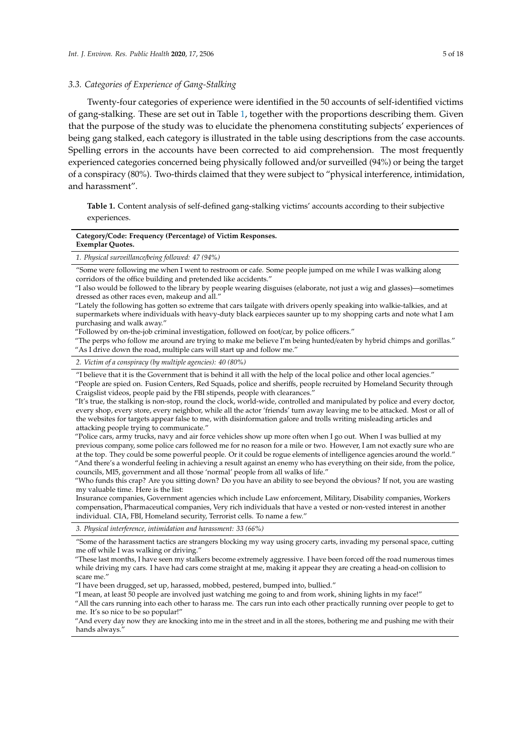### 3.3. Categories of Experience of Gang-Stalking

Twenty-four categories of experience were identified in the 50 accounts of self-identified victims of gang-stalking. These are set out in Table 1, together with the proportions describing them. Given that the purpose of the study was to elucidate the phenomena constituting subjects' experiences of being gang stalked, each category is illustrated in the table using descriptions from the case accounts. Spelling errors in the accounts have been corrected to aid comprehension. The most frequently experienced categories concerned being physically followed and/or surveilled (94%) or being the target of a conspiracy (80%). Two-thirds claimed that they were subject to "physical interference, intimidation, and harassment".

**Table 1.** Content analysis of self-defined gang-stalking victims' accounts according to their subjective experiences.

| **Category/Code: Frequency (Percentage) of Victim Responses. Exemplar Quotes.** |
| --- |
| *1. Physical surveillance/being followed: 47 (94%)* |
| "Some were following me when I went to restroom or cafe. Some people jumped on me while I was walking along corridors of the office building and pretended like accidents." <br> "I also would be followed to the library by people wearing disguises (elaborate, not just a wig and glasses)—sometimes dressed as other races even, makeup and all." <br> "Lately the following has gotten so extreme that cars tailgate with drivers openly speaking into walkie-talkies, and at supermarkets where individuals with heavy-duty black earpieces saunter up to my shopping carts and note what I am purchasing and walk away." <br> "Followed by on-the-job criminal investigation, followed on foot/car, by police officers." <br> "The perps who follow me around are trying to make me believe I'm being hunted/eaten by hybrid chimps and gorillas." <br> "As I drive down the road, multiple cars will start up and follow me." |
| *2. Victim of a conspiracy (by multiple agencies): 40 (80%)* |
| "I believe that it is the Government that is behind it all with the help of the local police and other local agencies." <br> "People are spied on. Fusion Centers, Red Squads, police and sheriffs, people recruited by Homeland Security through Craigslist videos, people paid by the FBI stipends, people with clearances." <br> "It's true, the stalking is non-stop, round the clock, world-wide, controlled and manipulated by police and every doctor, every shop, every store, every neighbor, while all the actor 'friends' turn away leaving me to be attacked. Most or all of the websites for targets appear false to me, with disinformation galore and trolls writing misleading articles and attacking people trying to communicate." <br> "Police cars, army trucks, navy and air force vehicles show up more often when I go out. When I was bullied at my previous company, some police cars followed me for no reason for a mile or two. However, I am not exactly sure who are at the top. They could be some powerful people. Or it could be rogue elements of intelligence agencies around the world." <br> "And there's a wonderful feeling in achieving a result against an enemy who has everything on their side, from the police, councils, MI5, government and all those 'normal' people from all walks of life." <br> "Who funds this crap? Are you sitting down? Do you have an ability to see beyond the obvious? If not, you are wasting my valuable time. Here is the list: <br> Insurance companies, Government agencies which include Law enforcement, Military, Disability companies, Workers compensation, Pharmaceutical companies, Very rich individuals that have a vested or non-vested interest in another individual. CIA, FBI, Homeland security, Terrorist cells. To name a few." |
| *3. Physical interference, intimidation and harassment: 33 (66%)* |
| "Some of the harassment tactics are strangers blocking my way using grocery carts, invading my personal space, cutting me off while I was walking or driving." <br> "These last months, I have seen my stalkers become extremely aggressive. I have been forced off the road numerous times while driving my cars. I have had cars come straight at me, making it appear they are creating a head-on collision to scare me." <br> "I have been drugged, set up, harassed, mobbed, pestered, bumped into, bullied." <br> "I mean, at least 50 people are involved just watching me going to and from work, shining lights in my face!" <br> "All the cars running into each other to harass me. The cars run into each other practically running over people to get to me. It's so nice to be so popular!" <br> "And every day now they are knocking into me in the street and in all the stores, bothering me and pushing me with their hands always." |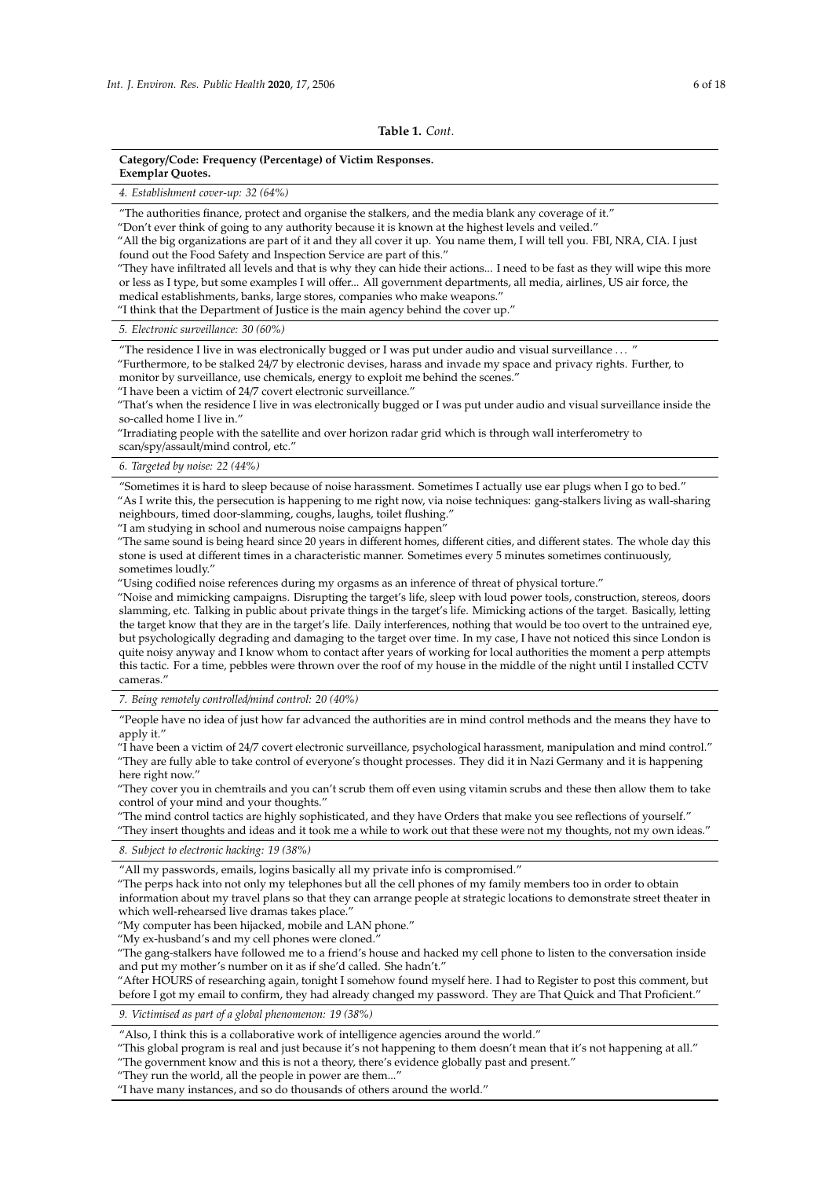**Table 1.** *Cont.*

| **Category/Code: Frequency (Percentage) of Victim Responses.** **Exemplar Quotes.** |
|---|
| *4. Establishment cover-up: 32 (64%)* |
| "The authorities finance, protect and organise the stalkers, and the media blank any coverage of it." "Don't ever think of going to any authority because it is known at the highest levels and veiled." "All the big organizations are part of it and they all cover it up. You name them, I will tell you. FBI, NRA, CIA. I just found out the Food Safety and Inspection Service are part of this." "They have infiltrated all levels and that is why they can hide their actions... I need to be fast as they will wipe this more or less as I type, but some examples I will offer... All government departments, all media, airlines, US air force, the medical establishments, banks, large stores, companies who make weapons." "I think that the Department of Justice is the main agency behind the cover up." |
| *5. Electronic surveillance: 30 (60%)* |
| "The residence I live in was electronically bugged or I was put under audio and visual surveillance . . . " "Furthermore, to be stalked 24/7 by electronic devises, harass and invade my space and privacy rights. Further, to monitor by surveillance, use chemicals, energy to exploit me behind the scenes." "I have been a victim of 24/7 covert electronic surveillance." "That's when the residence I live in was electronically bugged or I was put under audio and visual surveillance inside the so-called home I live in." "Irradiating people with the satellite and over horizon radar grid which is through wall interferometry to scan/spy/assault/mind control, etc." |
| *6. Targeted by noise: 22 (44%)* |
| "Sometimes it is hard to sleep because of noise harassment. Sometimes I actually use ear plugs when I go to bed." "As I write this, the persecution is happening to me right now, via noise techniques: gang-stalkers living as wall-sharing neighbours, timed door-slamming, coughs, laughs, toilet flushing." "I am studying in school and numerous noise campaigns happen" "The same sound is being heard since 20 years in different homes, different cities, and different states. The whole day this stone is used at different times in a characteristic manner. Sometimes every 5 minutes sometimes continuously, sometimes loudly." "Using codified noise references during my orgasms as an inference of threat of physical torture." "Noise and mimicking campaigns. Disrupting the target's life, sleep with loud power tools, construction, stereos, doors slamming, etc. Talking in public about private things in the target's life. Mimicking actions of the target. Basically, letting the target know that they are in the target's life. Daily interferences, nothing that would be too overt to the untrained eye, but psychologically degrading and damaging to the target over time. In my case, I have not noticed this since London is quite noisy anyway and I know whom to contact after years of working for local authorities the moment a perp attempts this tactic. For a time, pebbles were thrown over the roof of my house in the middle of the night until I installed CCTV cameras." |
| *7. Being remotely controlled/mind control: 20 (40%)* |
| "People have no idea of just how far advanced the authorities are in mind control methods and the means they have to apply it." "I have been a victim of 24/7 covert electronic surveillance, psychological harassment, manipulation and mind control." "They are fully able to take control of everyone's thought processes. They did it in Nazi Germany and it is happening here right now." "They cover you in chemtrails and you can't scrub them off even using vitamin scrubs and these then allow them to take control of your mind and your thoughts." "The mind control tactics are highly sophisticated, and they have Orders that make you see reflections of yourself." "They insert thoughts and ideas and it took me a while to work out that these were not my thoughts, not my own ideas." |
| *8. Subject to electronic hacking: 19 (38%)* |
| "All my passwords, emails, logins basically all my private info is compromised." "The perps hack into not only my telephones but all the cell phones of my family members too in order to obtain information about my travel plans so that they can arrange people at strategic locations to demonstrate street theater in which well-rehearsed live dramas takes place." "My computer has been hijacked, mobile and LAN phone." "My ex-husband's and my cell phones were cloned." "The gang-stalkers have followed me to a friend's house and hacked my cell phone to listen to the conversation inside and put my mother's number on it as if she'd called. She hadn't." "After HOURS of researching again, tonight I somehow found myself here. I had to Register to post this comment, but before I got my email to confirm, they had already changed my password. They are That Quick and That Proficient." |
| *9. Victimised as part of a global phenomenon: 19 (38%)* |
| "Also, I think this is a collaborative work of intelligence agencies around the world." "This global program is real and just because it's not happening to them doesn't mean that it's not happening at all." "The government know and this is not a theory, there's evidence globally past and present." "They run the world, all the people in power are them..." "I have many instances, and so do thousands of others around the world." |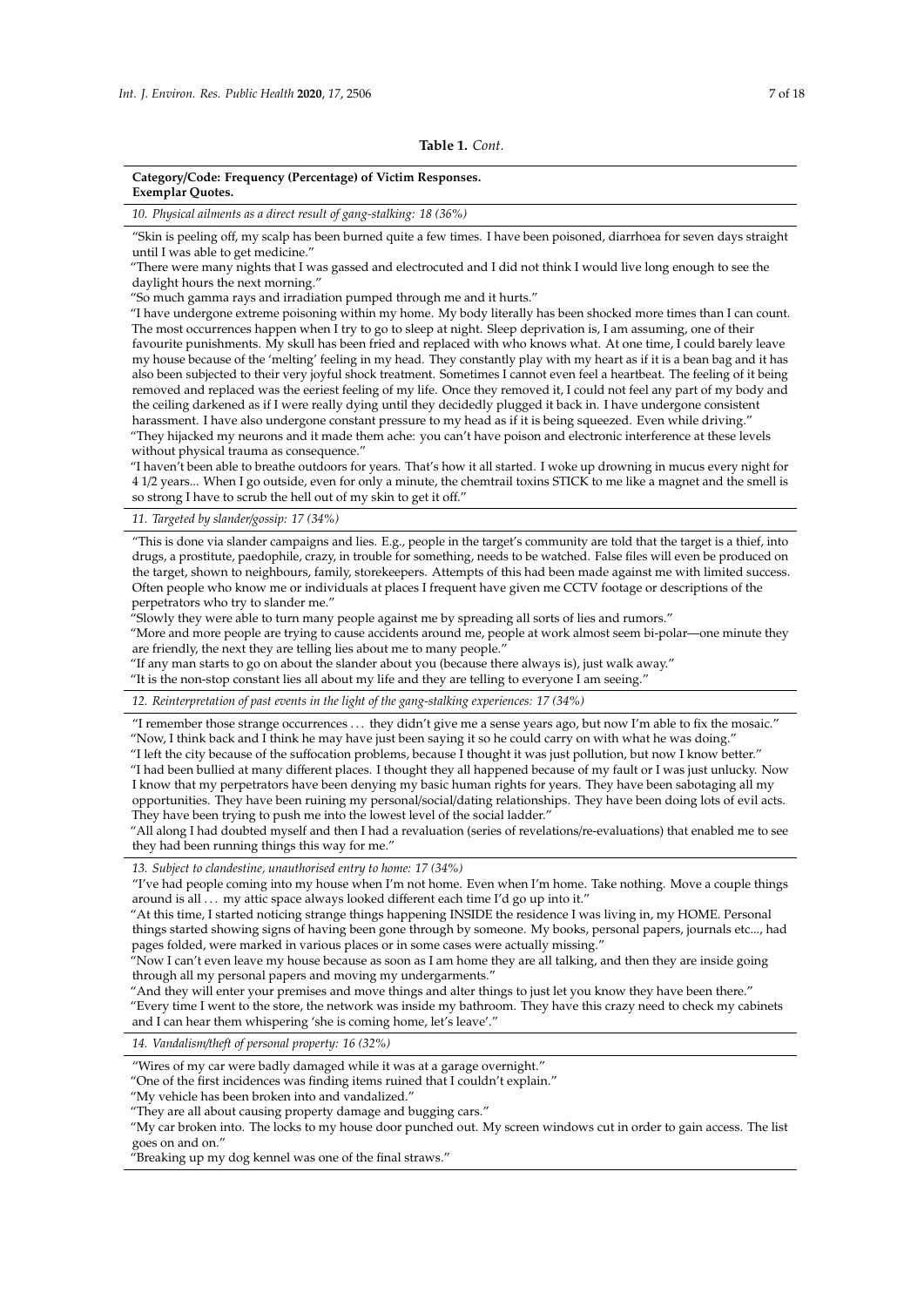**Table 1.** *Cont.*

**Category/Code: Frequency (Percentage) of Victim Responses.**
**Exemplar Quotes.**

*10. Physical ailments as a direct result of gang-stalking: 18 (36%)*

"Skin is peeling off, my scalp has been burned quite a few times. I have been poisoned, diarrhoea for seven days straight until I was able to get medicine."
"There were many nights that I was gassed and electrocuted and I did not think I would live long enough to see the daylight hours the next morning."
"So much gamma rays and irradiation pumped through me and it hurts."
"I have undergone extreme poisoning within my home. My body literally has been shocked more times than I can count. The most occurrences happen when I try to go to sleep at night. Sleep deprivation is, I am assuming, one of their favourite punishments. My skull has been fried and replaced with who knows what. At one time, I could barely leave my house because of the 'melting' feeling in my head. They constantly play with my heart as if it is a bean bag and it has also been subjected to their very joyful shock treatment. Sometimes I cannot even feel a heartbeat. The feeling of it being removed and replaced was the eeriest feeling of my life. Once they removed it, I could not feel any part of my body and the ceiling darkened as if I were really dying until they decidedly plugged it back in. I have undergone consistent harassment. I have also undergone constant pressure to my head as if it is being squeezed. Even while driving."
"They hijacked my neurons and it made them ache: you can't have poison and electronic interference at these levels without physical trauma as consequence."
"I haven't been able to breathe outdoors for years. That's how it all started. I woke up drowning in mucus every night for 4 1/2 years... When I go outside, even for only a minute, the chemtrail toxins STICK to me like a magnet and the smell is so strong I have to scrub the hell out of my skin to get it off."

*11. Targeted by slander/gossip: 17 (34%)*

"This is done via slander campaigns and lies. E.g., people in the target's community are told that the target is a thief, into drugs, a prostitute, paedophile, crazy, in trouble for something, needs to be watched. False files will even be produced on the target, shown to neighbours, family, storekeepers. Attempts of this had been made against me with limited success. Often people who know me or individuals at places I frequent have given me CCTV footage or descriptions of the perpetrators who try to slander me."
"Slowly they were able to turn many people against me by spreading all sorts of lies and rumors."
"More and more people are trying to cause accidents around me, people at work almost seem bi-polar—one minute they are friendly, the next they are telling lies about me to many people."
"If any man starts to go on about the slander about you (because there always is), just walk away."
"It is the non-stop constant lies all about my life and they are telling to everyone I am seeing."

*12. Reinterpretation of past events in the light of the gang-stalking experiences: 17 (34%)*

"I remember those strange occurrences . . . they didn't give me a sense years ago, but now I'm able to fix the mosaic."
"Now, I think back and I think he may have just been saying it so he could carry on with what he was doing."
"I left the city because of the suffocation problems, because I thought it was just pollution, but now I know better."
"I had been bullied at many different places. I thought they all happened because of my fault or I was just unlucky. Now I know that my perpetrators have been denying my basic human rights for years. They have been sabotaging all my opportunities. They have been ruining my personal/social/dating relationships. They have been doing lots of evil acts. They have been trying to push me into the lowest level of the social ladder."
"All along I had doubted myself and then I had a revaluation (series of revelations/re-evaluations) that enabled me to see they had been running things this way for me."

*13. Subject to clandestine, unauthorised entry to home: 17 (34%)*

"I've had people coming into my house when I'm not home. Even when I'm home. Take nothing. Move a couple things around is all . . . my attic space always looked different each time I'd go up into it."
"At this time, I started noticing strange things happening INSIDE the residence I was living in, my HOME. Personal things started showing signs of having been gone through by someone. My books, personal papers, journals etc..., had pages folded, were marked in various places or in some cases were actually missing."
"Now I can't even leave my house because as soon as I am home they are all talking, and then they are inside going through all my personal papers and moving my undergarments."
"And they will enter your premises and move things and alter things to just let you know they have been there."
"Every time I went to the store, the network was inside my bathroom. They have this crazy need to check my cabinets and I can hear them whispering 'she is coming home, let's leave'."

*14. Vandalism/theft of personal property: 16 (32%)*

"Wires of my car were badly damaged while it was at a garage overnight."
"One of the first incidences was finding items ruined that I couldn't explain."
"My vehicle has been broken into and vandalized."
"They are all about causing property damage and bugging cars."
"My car broken into. The locks to my house door punched out. My screen windows cut in order to gain access. The list goes on and on."
"Breaking up my dog kennel was one of the final straws."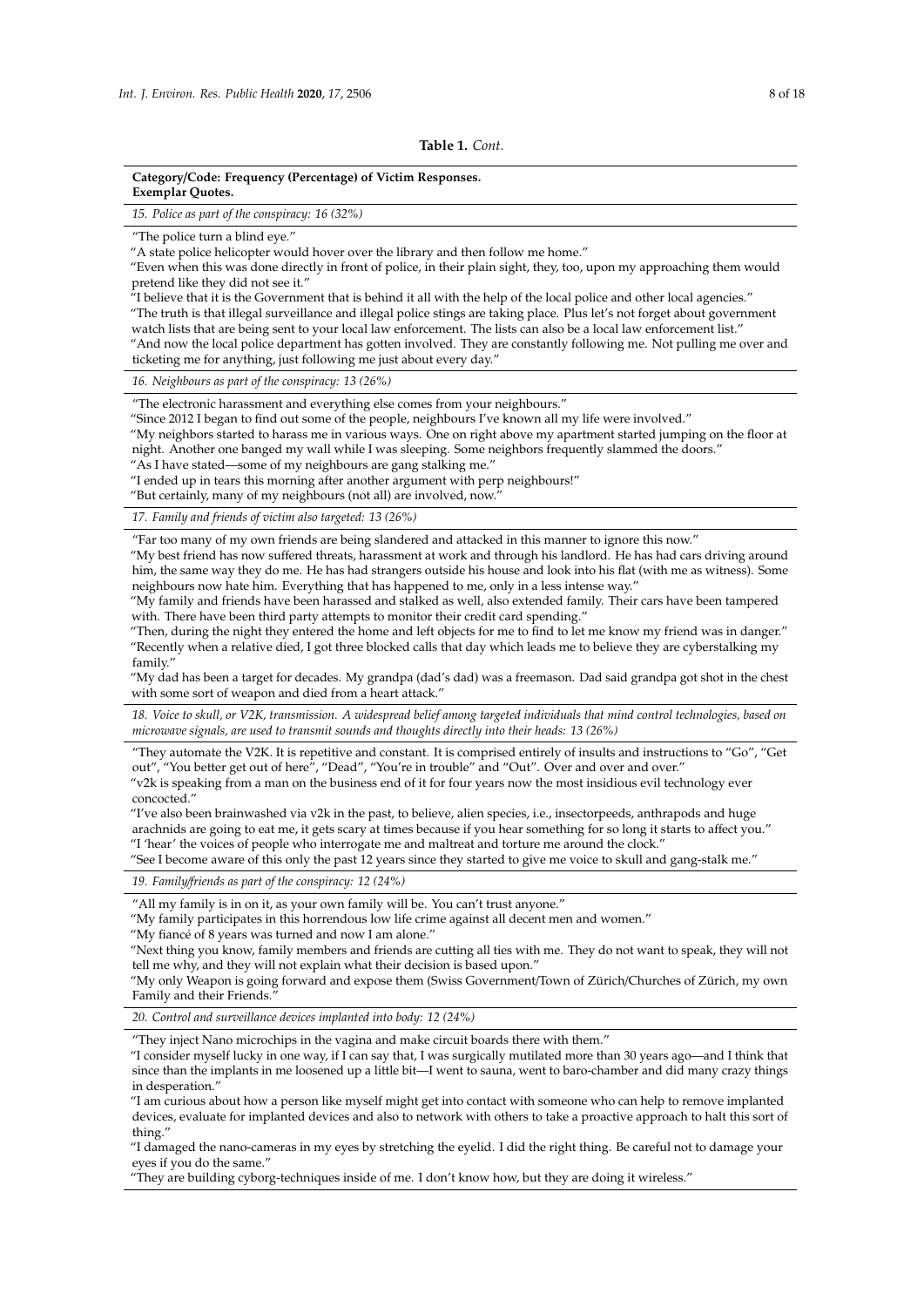**Table 1.** *Cont.*

| **Category/Code: Frequency (Percentage) of Victim Responses.** **Exemplar Quotes.** |
|---|
| *15. Police as part of the conspiracy: 16 (32%)* |
| "The police turn a blind eye." "A state police helicopter would hover over the library and then follow me home." "Even when this was done directly in front of police, in their plain sight, they, too, upon my approaching them would pretend like they did not see it." "I believe that it is the Government that is behind it all with the help of the local police and other local agencies." "The truth is that illegal surveillance and illegal police stings are taking place. Plus let's not forget about government watch lists that are being sent to your local law enforcement. The lists can also be a local law enforcement list." "And now the local police department has gotten involved. They are constantly following me. Not pulling me over and ticketing me for anything, just following me just about every day." |
| *16. Neighbours as part of the conspiracy: 13 (26%)* |
| "The electronic harassment and everything else comes from your neighbours." "Since 2012 I began to find out some of the people, neighbours I've known all my life were involved." "My neighbors started to harass me in various ways. One on right above my apartment started jumping on the floor at night. Another one banged my wall while I was sleeping. Some neighbors frequently slammed the doors." "As I have stated—some of my neighbours are gang stalking me." "I ended up in tears this morning after another argument with perp neighbours!" "But certainly, many of my neighbours (not all) are involved, now." |
| *17. Family and friends of victim also targeted: 13 (26%)* |
| "Far too many of my own friends are being slandered and attacked in this manner to ignore this now." "My best friend has now suffered threats, harassment at work and through his landlord. He has had cars driving around him, the same way they do me. He has had strangers outside his house and look into his flat (with me as witness). Some neighbours now hate him. Everything that has happened to me, only in a less intense way." "My family and friends have been harassed and stalked as well, also extended family. Their cars have been tampered with. There have been third party attempts to monitor their credit card spending." "Then, during the night they entered the home and left objects for me to find to let me know my friend was in danger." "Recently when a relative died, I got three blocked calls that day which leads me to believe they are cyberstalking my family." "My dad has been a target for decades. My grandpa (dad's dad) was a freemason. Dad said grandpa got shot in the chest with some sort of weapon and died from a heart attack." |
| *18. Voice to skull, or V2K, transmission. A widespread belief among targeted individuals that mind control technologies, based on microwave signals, are used to transmit sounds and thoughts directly into their heads: 13 (26%)* |
| "They automate the V2K. It is repetitive and constant. It is comprised entirely of insults and instructions to "Go", "Get out", "You better get out of here", "Dead", "You're in trouble" and "Out". Over and over and over." "v2k is speaking from a man on the business end of it for four years now the most insidious evil technology ever concocted." "I've also been brainwashed via v2k in the past, to believe, alien species, i.e., insectorpeeds, anthrapods and huge arachnids are going to eat me, it gets scary at times because if you hear something for so long it starts to affect you." "I 'hear' the voices of people who interrogate me and maltreat and torture me around the clock." "See I become aware of this only the past 12 years since they started to give me voice to skull and gang-stalk me." |
| *19. Family/friends as part of the conspiracy: 12 (24%)* |
| "All my family is in on it, as your own family will be. You can't trust anyone." "My family participates in this horrendous low life crime against all decent men and women." "My fiancé of 8 years was turned and now I am alone." "Next thing you know, family members and friends are cutting all ties with me. They do not want to speak, they will not tell me why, and they will not explain what their decision is based upon." "My only Weapon is going forward and expose them (Swiss Government/Town of Zürich/Churches of Zürich, my own Family and their Friends." |
| *20. Control and surveillance devices implanted into body: 12 (24%)* |
| "They inject Nano microchips in the vagina and make circuit boards there with them." "I consider myself lucky in one way, if I can say that, I was surgically mutilated more than 30 years ago—and I think that since than the implants in me loosened up a little bit—I went to sauna, went to baro-chamber and did many crazy things in desperation." "I am curious about how a person like myself might get into contact with someone who can help to remove implanted devices, evaluate for implanted devices and also to network with others to take a proactive approach to halt this sort of thing." "I damaged the nano-cameras in my eyes by stretching the eyelid. I did the right thing. Be careful not to damage your eyes if you do the same." "They are building cyborg-techniques inside of me. I don't know how, but they are doing it wireless." |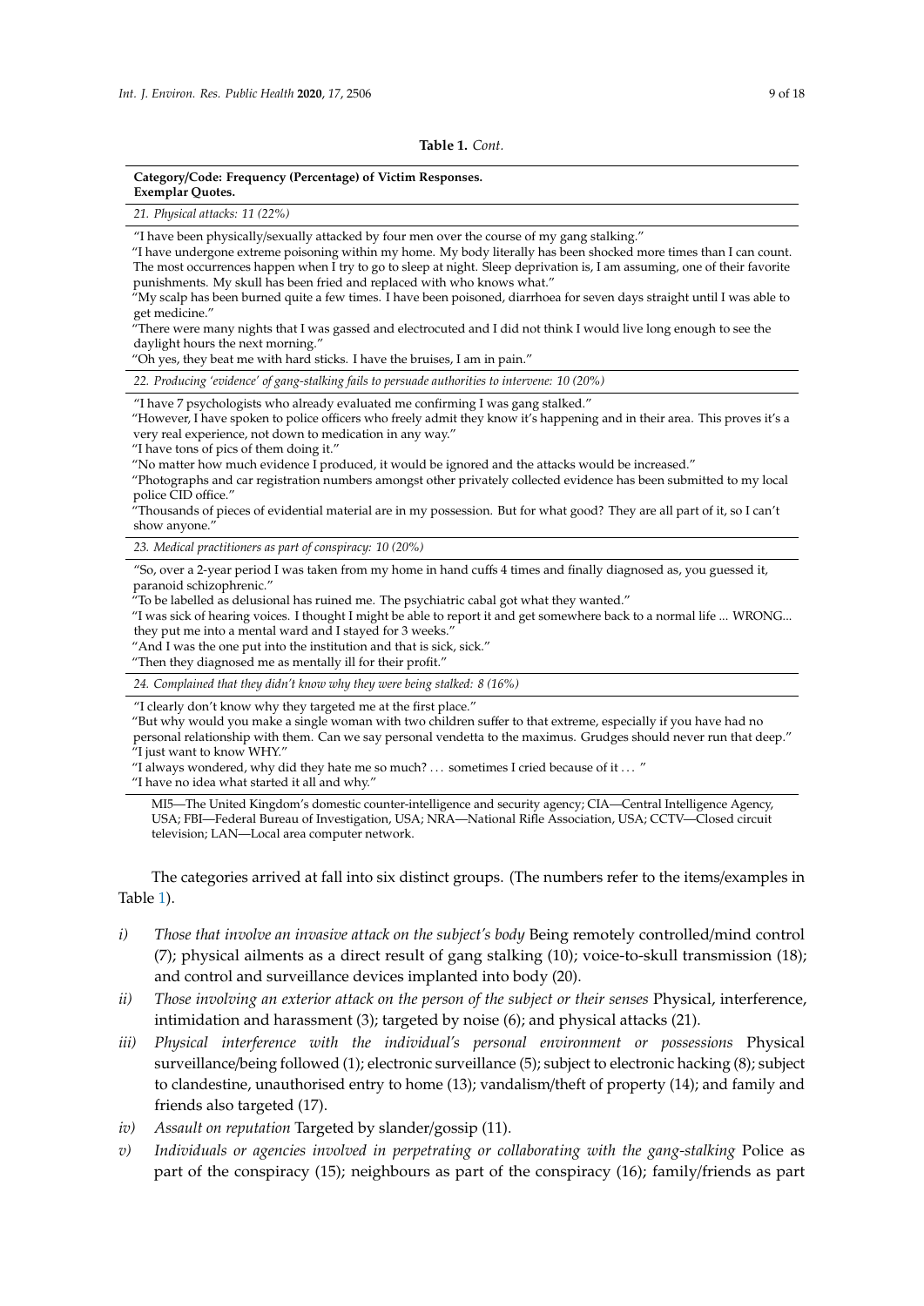**Table 1.** *Cont.*

| **Category/Code: Frequency (Percentage) of Victim Responses. Exemplar Quotes.** |
|---|
| *21. Physical attacks: 11 (22%)* |
| "I have been physically/sexually attacked by four men over the course of my gang stalking." "I have undergone extreme poisoning within my home. My body literally has been shocked more times than I can count. The most occurrences happen when I try to go to sleep at night. Sleep deprivation is, I am assuming, one of their favorite punishments. My skull has been fried and replaced with who knows what." "My scalp has been burned quite a few times. I have been poisoned, diarrhoea for seven days straight until I was able to get medicine." "There were many nights that I was gassed and electrocuted and I did not think I would live long enough to see the daylight hours the next morning." "Oh yes, they beat me with hard sticks. I have the bruises, I am in pain." |
| *22. Producing 'evidence' of gang-stalking fails to persuade authorities to intervene: 10 (20%)* |
| "I have 7 psychologists who already evaluated me confirming I was gang stalked." "However, I have spoken to police officers who freely admit they know it's happening and in their area. This proves it's a very real experience, not down to medication in any way." "I have tons of pics of them doing it." "No matter how much evidence I produced, it would be ignored and the attacks would be increased." "Photographs and car registration numbers amongst other privately collected evidence has been submitted to my local police CID office." "Thousands of pieces of evidential material are in my possession. But for what good? They are all part of it, so I can't show anyone." |
| *23. Medical practitioners as part of conspiracy: 10 (20%)* |
| "So, over a 2-year period I was taken from my home in hand cuffs 4 times and finally diagnosed as, you guessed it, paranoid schizophrenic." "To be labelled as delusional has ruined me. The psychiatric cabal got what they wanted." "I was sick of hearing voices. I thought I might be able to report it and get somewhere back to a normal life ... WRONG... they put me into a mental ward and I stayed for 3 weeks." "And I was the one put into the institution and that is sick, sick." "Then they diagnosed me as mentally ill for their profit." |
| *24. Complained that they didn't know why they were being stalked: 8 (16%)* |
| "I clearly don't know why they targeted me at the first place." "But why would you make a single woman with two children suffer to that extreme, especially if you have had no personal relationship with them. Can we say personal vendetta to the maximus. Grudges should never run that deep." "I just want to know WHY." "I always wondered, why did they hate me so much? … sometimes I cried because of it … " "I have no idea what started it all and why." |

MI5—The United Kingdom's domestic counter-intelligence and security agency; CIA—Central Intelligence Agency, USA; FBI—Federal Bureau of Investigation, USA; NRA—National Rifle Association, USA; CCTV—Closed circuit television; LAN—Local area computer network.

The categories arrived at fall into six distinct groups. (The numbers refer to the items/examples in Table 1).

- *i) Those that involve an invasive attack on the subject's body* Being remotely controlled/mind control (7); physical ailments as a direct result of gang stalking (10); voice-to-skull transmission (18); and control and surveillance devices implanted into body (20).
- *ii) Those involving an exterior attack on the person of the subject or their senses* Physical, interference, intimidation and harassment (3); targeted by noise (6); and physical attacks (21).
- *iii) Physical interference with the individual's personal environment or possessions* Physical surveillance/being followed (1); electronic surveillance (5); subject to electronic hacking (8); subject to clandestine, unauthorised entry to home (13); vandalism/theft of property (14); and family and friends also targeted (17).
- *iv) Assault on reputation* Targeted by slander/gossip (11).
- *v) Individuals or agencies involved in perpetrating or collaborating with the gang-stalking* Police as part of the conspiracy (15); neighbours as part of the conspiracy (16); family/friends as part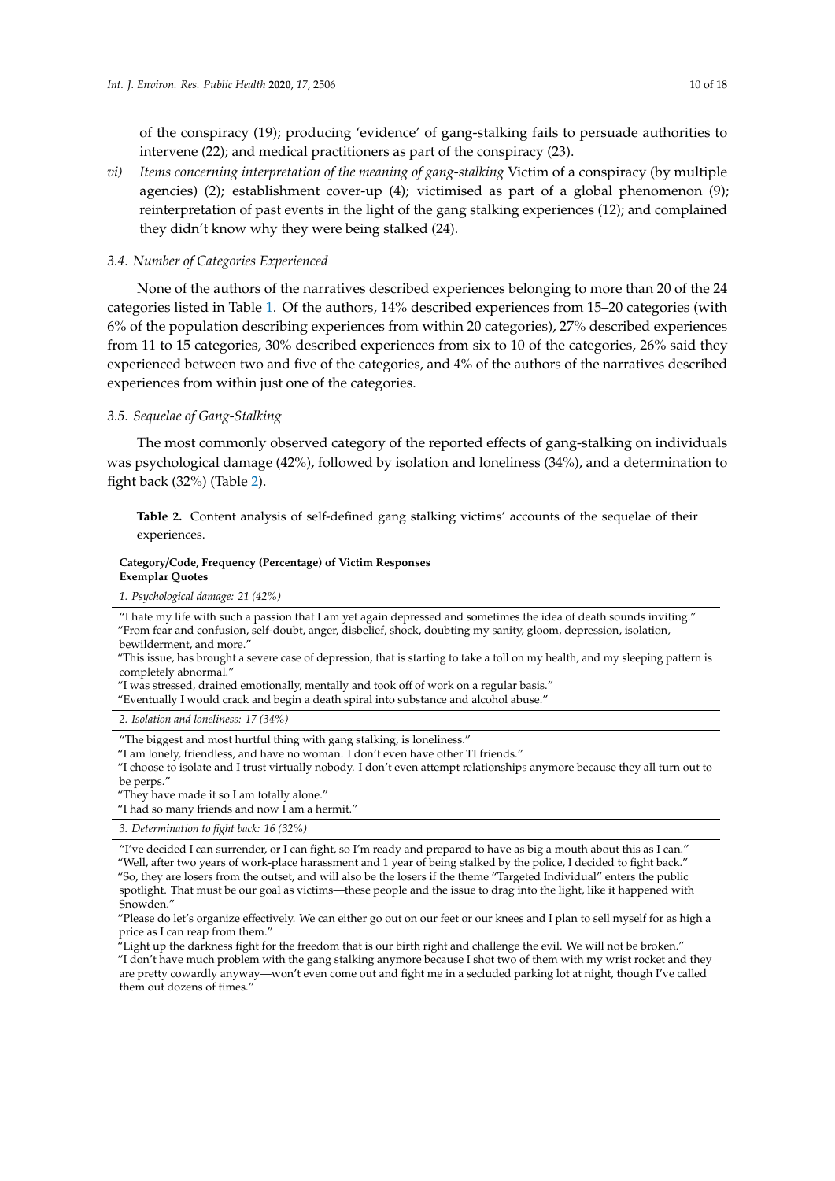of the conspiracy (19); producing 'evidence' of gang-stalking fails to persuade authorities to intervene (22); and medical practitioners as part of the conspiracy (23).

*vi) Items concerning interpretation of the meaning of gang-stalking* Victim of a conspiracy (by multiple agencies) (2); establishment cover-up (4); victimised as part of a global phenomenon (9); reinterpretation of past events in the light of the gang stalking experiences (12); and complained they didn't know why they were being stalked (24).

### 3.4. Number of Categories Experienced

None of the authors of the narratives described experiences belonging to more than 20 of the 24 categories listed in Table 1. Of the authors, 14% described experiences from 15–20 categories (with 6% of the population describing experiences from within 20 categories), 27% described experiences from 11 to 15 categories, 30% described experiences from six to 10 of the categories, 26% said they experienced between two and five of the categories, and 4% of the authors of the narratives described experiences from within just one of the categories.

### 3.5. Sequelae of Gang-Stalking

The most commonly observed category of the reported effects of gang-stalking on individuals was psychological damage (42%), followed by isolation and loneliness (34%), and a determination to fight back (32%) (Table 2).

**Table 2.** Content analysis of self-defined gang stalking victims' accounts of the sequelae of their experiences.

| **Category/Code, Frequency (Percentage) of Victim Responses**<br>**Exemplar Quotes** |
|---|
| *1. Psychological damage: 21 (42%)* |
| "I hate my life with such a passion that I am yet again depressed and sometimes the idea of death sounds inviting."<br>"From fear and confusion, self-doubt, anger, disbelief, shock, doubting my sanity, gloom, depression, isolation, bewilderment, and more."<br>"This issue, has brought a severe case of depression, that is starting to take a toll on my health, and my sleeping pattern is completely abnormal."<br>"I was stressed, drained emotionally, mentally and took off of work on a regular basis."<br>"Eventually I would crack and begin a death spiral into substance and alcohol abuse." |
| *2. Isolation and loneliness: 17 (34%)* |
| "The biggest and most hurtful thing with gang stalking, is loneliness."<br>"I am lonely, friendless, and have no woman. I don't even have other TI friends."<br>"I choose to isolate and I trust virtually nobody. I don't even attempt relationships anymore because they all turn out to be perps."<br>"They have made it so I am totally alone."<br>"I had so many friends and now I am a hermit." |
| *3. Determination to fight back: 16 (32%)* |
| "I've decided I can surrender, or I can fight, so I'm ready and prepared to have as big a mouth about this as I can."<br>"Well, after two years of work-place harassment and 1 year of being stalked by the police, I decided to fight back."<br>"So, they are losers from the outset, and will also be the losers if the theme "Targeted Individual" enters the public spotlight. That must be our goal as victims—these people and the issue to drag into the light, like it happened with Snowden."<br>"Please do let's organize effectively. We can either go out on our feet or our knees and I plan to sell myself for as high a price as I can reap from them."<br>"Light up the darkness fight for the freedom that is our birth right and challenge the evil. We will not be broken."<br>"I don't have much problem with the gang stalking anymore because I shot two of them with my wrist rocket and they are pretty cowardly anyway—won't even come out and fight me in a secluded parking lot at night, though I've called them out dozens of times." |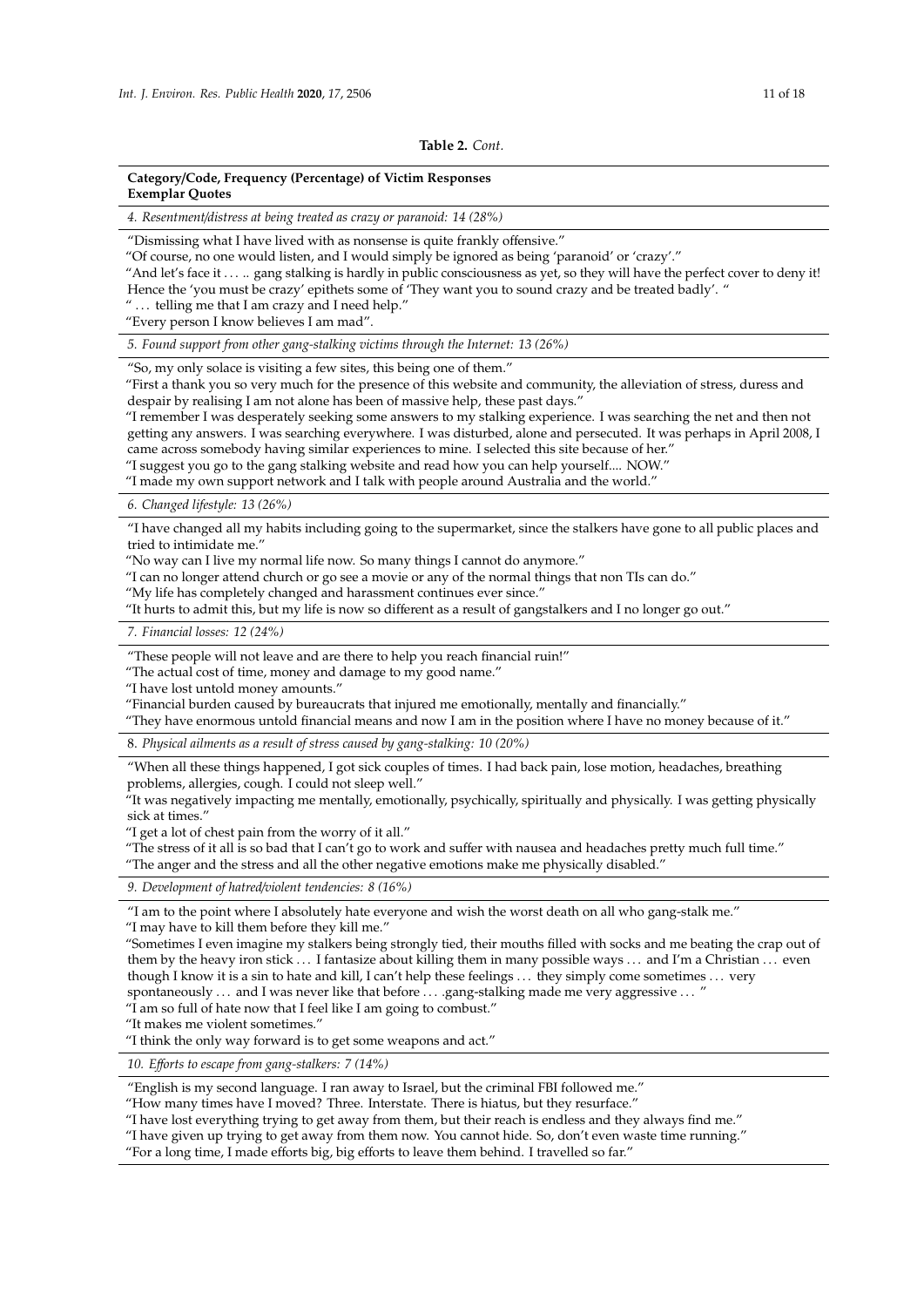**Table 2.** *Cont.*

| Category/Code, Frequency (Percentage) of Victim Responses<br>Exemplar Quotes |
| --- |
| *4. Resentment/distress at being treated as crazy or paranoid: 14 (28%)* |
| "Dismissing what I have lived with as nonsense is quite frankly offensive."<br>"Of course, no one would listen, and I would simply be ignored as being 'paranoid' or 'crazy'."<br>"And let's face it . . . .. gang stalking is hardly in public consciousness as yet, so they will have the perfect cover to deny it! Hence the 'you must be crazy' epithets some of 'They want you to sound crazy and be treated badly'. "<br>" . . . telling me that I am crazy and I need help."<br>"Every person I know believes I am mad". |
| *5. Found support from other gang-stalking victims through the Internet: 13 (26%)* |
| "So, my only solace is visiting a few sites, this being one of them."<br>"First a thank you so very much for the presence of this website and community, the alleviation of stress, duress and despair by realising I am not alone has been of massive help, these past days."<br>"I remember I was desperately seeking some answers to my stalking experience. I was searching the net and then not getting any answers. I was searching everywhere. I was disturbed, alone and persecuted. It was perhaps in April 2008, I came across somebody having similar experiences to mine. I selected this site because of her."<br>"I suggest you go to the gang stalking website and read how you can help yourself.... NOW."<br>"I made my own support network and I talk with people around Australia and the world." |
| *6. Changed lifestyle: 13 (26%)* |
| "I have changed all my habits including going to the supermarket, since the stalkers have gone to all public places and tried to intimidate me."<br>"No way can I live my normal life now. So many things I cannot do anymore."<br>"I can no longer attend church or go see a movie or any of the normal things that non TIs can do."<br>"My life has completely changed and harassment continues ever since."<br>"It hurts to admit this, but my life is now so different as a result of gangstalkers and I no longer go out." |
| *7. Financial losses: 12 (24%)* |
| "These people will not leave and are there to help you reach financial ruin!"<br>"The actual cost of time, money and damage to my good name."<br>"I have lost untold money amounts."<br>"Financial burden caused by bureaucrats that injured me emotionally, mentally and financially."<br>"They have enormous untold financial means and now I am in the position where I have no money because of it." |
| 8. *Physical ailments as a result of stress caused by gang-stalking: 10 (20%)* |
| "When all these things happened, I got sick couples of times. I had back pain, lose motion, headaches, breathing problems, allergies, cough. I could not sleep well."<br>"It was negatively impacting me mentally, emotionally, psychically, spiritually and physically. I was getting physically sick at times."<br>"I get a lot of chest pain from the worry of it all."<br>"The stress of it all is so bad that I can't go to work and suffer with nausea and headaches pretty much full time."<br>"The anger and the stress and all the other negative emotions make me physically disabled." |
| *9. Development of hatred/violent tendencies: 8 (16%)* |
| "I am to the point where I absolutely hate everyone and wish the worst death on all who gang-stalk me."<br>"I may have to kill them before they kill me."<br>"Sometimes I even imagine my stalkers being strongly tied, their mouths filled with socks and me beating the crap out of them by the heavy iron stick . . . I fantasize about killing them in many possible ways . . . and I'm a Christian . . . even though I know it is a sin to hate and kill, I can't help these feelings . . . they simply come sometimes . . . very spontaneously . . . and I was never like that before . . . .gang-stalking made me very aggressive . . . "<br>"I am so full of hate now that I feel like I am going to combust."<br>"It makes me violent sometimes."<br>"I think the only way forward is to get some weapons and act." |
| *10. Efforts to escape from gang-stalkers: 7 (14%)* |
| "English is my second language. I ran away to Israel, but the criminal FBI followed me."<br>"How many times have I moved? Three. Interstate. There is hiatus, but they resurface."<br>"I have lost everything trying to get away from them, but their reach is endless and they always find me."<br>"I have given up trying to get away from them now. You cannot hide. So, don't even waste time running."<br>"For a long time, I made efforts big, big efforts to leave them behind. I travelled so far." |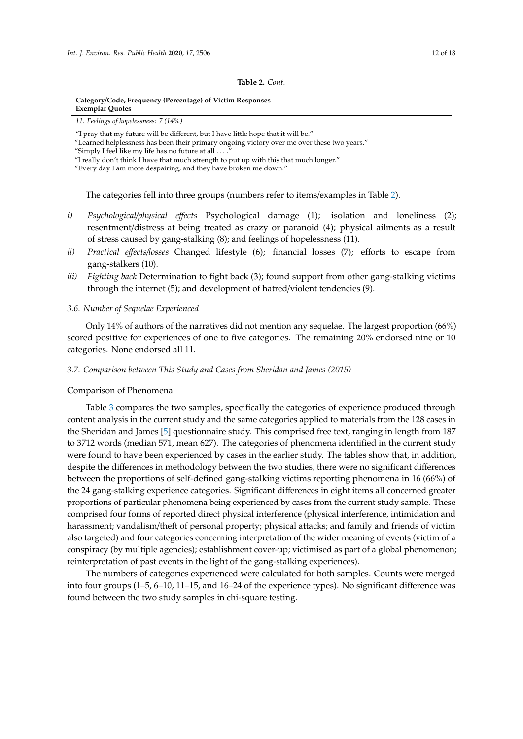**Table 2.** *Cont.*

| Category/Code, Frequency (Percentage) of Victim Responses<br>Exemplar Quotes |
|---|
| *11. Feelings of hopelessness: 7 (14%)* |
| "I pray that my future will be different, but I have little hope that it will be."<br>"Learned helplessness has been their primary ongoing victory over me over these two years."<br>"Simply I feel like my life has no future at all . . . ."<br>"I really don't think I have that much strength to put up with this that much longer."<br>"Every day I am more despairing, and they have broken me down." |

The categories fell into three groups (numbers refer to items/examples in Table 2).

*i)* *Psychological/physical effects* Psychological damage (1); isolation and loneliness (2); resentment/distress at being treated as crazy or paranoid (4); physical ailments as a result of stress caused by gang-stalking (8); and feelings of hopelessness (11).

*ii)* *Practical effects/losses* Changed lifestyle (6); financial losses (7); efforts to escape from gang-stalkers (10).

*iii)* *Fighting back* Determination to fight back (3); found support from other gang-stalking victims through the internet (5); and development of hatred/violent tendencies (9).

### *3.6. Number of Sequelae Experienced*

Only 14% of authors of the narratives did not mention any sequelae. The largest proportion (66%) scored positive for experiences of one to five categories. The remaining 20% endorsed nine or 10 categories. None endorsed all 11.

### *3.7. Comparison between This Study and Cases from Sheridan and James (2015)*

Comparison of Phenomena

Table 3 compares the two samples, specifically the categories of experience produced through content analysis in the current study and the same categories applied to materials from the 128 cases in the Sheridan and James [5] questionnaire study. This comprised free text, ranging in length from 187 to 3712 words (median 571, mean 627). The categories of phenomena identified in the current study were found to have been experienced by cases in the earlier study. The tables show that, in addition, despite the differences in methodology between the two studies, there were no significant differences between the proportions of self-defined gang-stalking victims reporting phenomena in 16 (66%) of the 24 gang-stalking experience categories. Significant differences in eight items all concerned greater proportions of particular phenomena being experienced by cases from the current study sample. These comprised four forms of reported direct physical interference (physical interference, intimidation and harassment; vandalism/theft of personal property; physical attacks; and family and friends of victim also targeted) and four categories concerning interpretation of the wider meaning of events (victim of a conspiracy (by multiple agencies); establishment cover-up; victimised as part of a global phenomenon; reinterpretation of past events in the light of the gang-stalking experiences).

The numbers of categories experienced were calculated for both samples. Counts were merged into four groups (1–5, 6–10, 11–15, and 16–24 of the experience types). No significant difference was found between the two study samples in chi-square testing.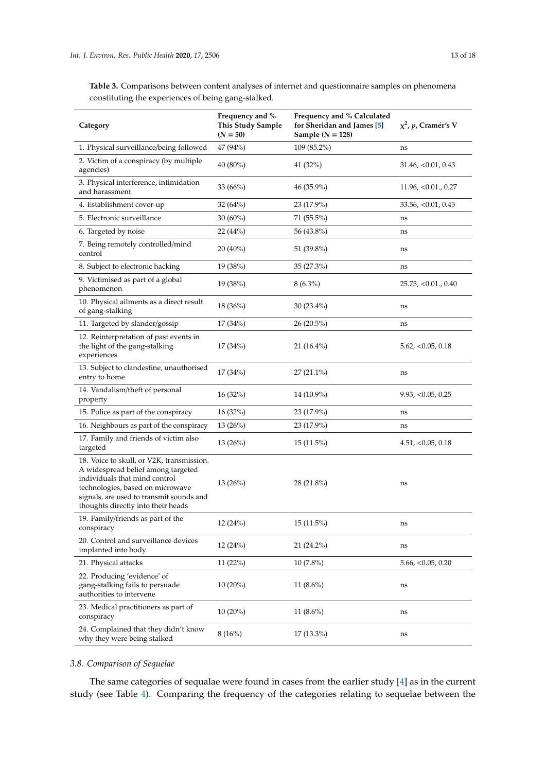**Table 3.** Comparisons between content analyses of internet and questionnaire samples on phenomena constituting the experiences of being gang-stalked.

| Category | Frequency and % This Study Sample ($N = 50$) | Frequency and % Calculated for Sheridan and James [5] Sample ($N = 128$) | $\chi^2$, $p$, Cramér's V |
|---|---|---|---|
| 1. Physical surveillance/being followed | 47 (94%) | 109 (85.2%) | ns |
| 2. Victim of a conspiracy (by multiple agencies) | 40 (80%) | 41 (32%) | 31.46, <0.01, 0.43 |
| 3. Physical interference, intimidation and harassment | 33 (66%) | 46 (35.9%) | 11.96, <0.01., 0.27 |
| 4. Establishment cover-up | 32 (64%) | 23 (17.9%) | 33.56, <0.01, 0.45 |
| 5. Electronic surveillance | 30 (60%) | 71 (55.5%) | ns |
| 6. Targeted by noise | 22 (44%) | 56 (43.8%) | ns |
| 7. Being remotely controlled/mind control | 20 (40%) | 51 (39.8%) | ns |
| 8. Subject to electronic hacking | 19 (38%) | 35 (27.3%) | ns |
| 9. Victimised as part of a global phenomenon | 19 (38%) | 8 (6.3%) | 25.75, <0.01., 0.40 |
| 10. Physical ailments as a direct result of gang-stalking | 18 (36%) | 30 (23.4%) | ns |
| 11. Targeted by slander/gossip | 17 (34%) | 26 (20.5%) | ns |
| 12. Reinterpretation of past events in the light of the gang-stalking experiences | 17 (34%) | 21 (16.4%) | 5.62, <0.05, 0.18 |
| 13. Subject to clandestine, unauthorised entry to home | 17 (34%) | 27 (21.1%) | ns |
| 14. Vandalism/theft of personal property | 16 (32%) | 14 (10.9%) | 9.93, <0.05, 0.25 |
| 15. Police as part of the conspiracy | 16 (32%) | 23 (17.9%) | ns |
| 16. Neighbours as part of the conspiracy | 13 (26%) | 23 (17.9%) | ns |
| 17. Family and friends of victim also targeted | 13 (26%) | 15 (11.5%) | 4.51, <0.05, 0.18 |
| 18. Voice to skull, or V2K, transmission. A widespread belief among targeted individuals that mind control technologies, based on microwave signals, are used to transmit sounds and thoughts directly into their heads | 13 (26%) | 28 (21.8%) | ns |
| 19. Family/friends as part of the conspiracy | 12 (24%) | 15 (11.5%) | ns |
| 20. Control and surveillance devices implanted into body | 12 (24%) | 21 (24.2%) | ns |
| 21. Physical attacks | 11 (22%) | 10 (7.8%) | 5.66, <0.05, 0.20 |
| 22. Producing 'evidence' of gang-stalking fails to persuade authorities to intervene | 10 (20%) | 11 (8.6%) | ns |
| 23. Medical practitioners as part of conspiracy | 10 (20%) | 11 (8.6%) | ns |
| 24. Complained that they didn't know why they were being stalked | 8 (16%) | 17 (13.3%) | ns |

### 3.8. Comparison of Sequelae

The same categories of sequalae were found in cases from the earlier study [4] as in the current study (see Table 4). Comparing the frequency of the categories relating to sequelae between the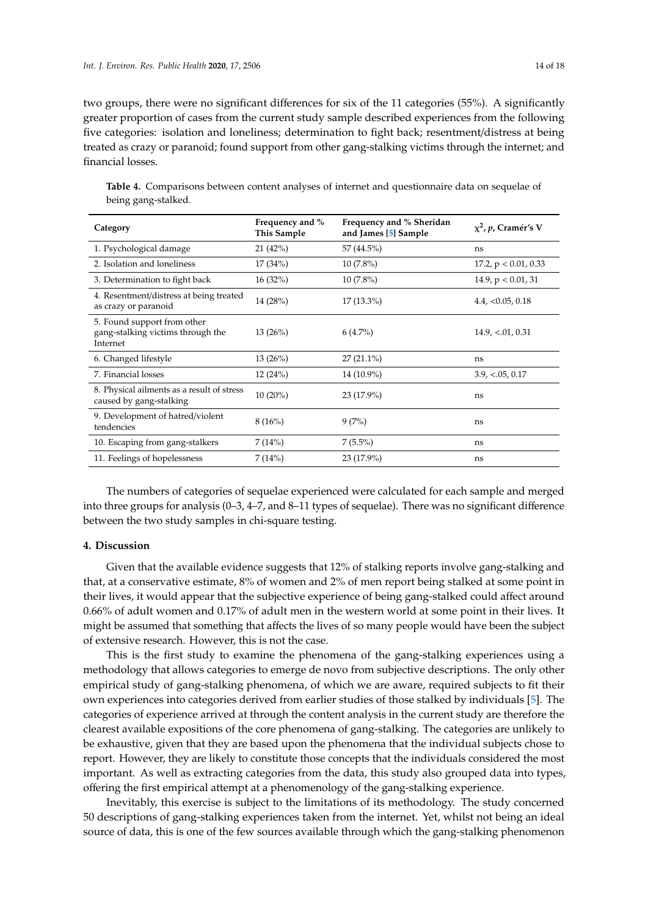two groups, there were no significant differences for six of the 11 categories (55%). A significantly greater proportion of cases from the current study sample described experiences from the following five categories: isolation and loneliness; determination to fight back; resentment/distress at being treated as crazy or paranoid; found support from other gang-stalking victims through the internet; and financial losses.

**Table 4.** Comparisons between content analyses of internet and questionnaire data on sequelae of being gang-stalked.

| Category | Frequency and % This Sample | Frequency and % Sheridan and James [5] Sample | $\chi^2$, $p$, Cramér's V |
|---|---|---|---|
| 1. Psychological damage | 21 (42%) | 57 (44.5%) | ns |
| 2. Isolation and loneliness | 17 (34%) | 10 (7.8%) | 17.2, $p < 0.01$, 0.33 |
| 3. Determination to fight back | 16 (32%) | 10 (7.8%) | 14.9, $p < 0.01$, 31 |
| 4. Resentment/distress at being treated as crazy or paranoid | 14 (28%) | 17 (13.3%) | 4.4, $<0.05$, 0.18 |
| 5. Found support from other gang-stalking victims through the Internet | 13 (26%) | 6 (4.7%) | 14.9, $<.01$, 0.31 |
| 6. Changed lifestyle | 13 (26%) | 27 (21.1%) | ns |
| 7. Financial losses | 12 (24%) | 14 (10.9%) | 3.9, $<.05$, 0.17 |
| 8. Physical ailments as a result of stress caused by gang-stalking | 10 (20%) | 23 (17.9%) | ns |
| 9. Development of hatred/violent tendencies | 8 (16%) | 9 (7%) | ns |
| 10. Escaping from gang-stalkers | 7 (14%) | 7 (5.5%) | ns |
| 11. Feelings of hopelessness | 7 (14%) | 23 (17.9%) | ns |

The numbers of categories of sequelae experienced were calculated for each sample and merged into three groups for analysis (0–3, 4–7, and 8–11 types of sequelae). There was no significant difference between the two study samples in chi-square testing.

## 4. Discussion

Given that the available evidence suggests that 12% of stalking reports involve gang-stalking and that, at a conservative estimate, 8% of women and 2% of men report being stalked at some point in their lives, it would appear that the subjective experience of being gang-stalked could affect around 0.66% of adult women and 0.17% of adult men in the western world at some point in their lives. It might be assumed that something that affects the lives of so many people would have been the subject of extensive research. However, this is not the case.

This is the first study to examine the phenomena of the gang-stalking experiences using a methodology that allows categories to emerge de novo from subjective descriptions. The only other empirical study of gang-stalking phenomena, of which we are aware, required subjects to fit their own experiences into categories derived from earlier studies of those stalked by individuals [5]. The categories of experience arrived at through the content analysis in the current study are therefore the clearest available expositions of the core phenomena of gang-stalking. The categories are unlikely to be exhaustive, given that they are based upon the phenomena that the individual subjects chose to report. However, they are likely to constitute those concepts that the individuals considered the most important. As well as extracting categories from the data, this study also grouped data into types, offering the first empirical attempt at a phenomenology of the gang-stalking experience.

Inevitably, this exercise is subject to the limitations of its methodology. The study concerned 50 descriptions of gang-stalking experiences taken from the internet. Yet, whilst not being an ideal source of data, this is one of the few sources available through which the gang-stalking phenomenon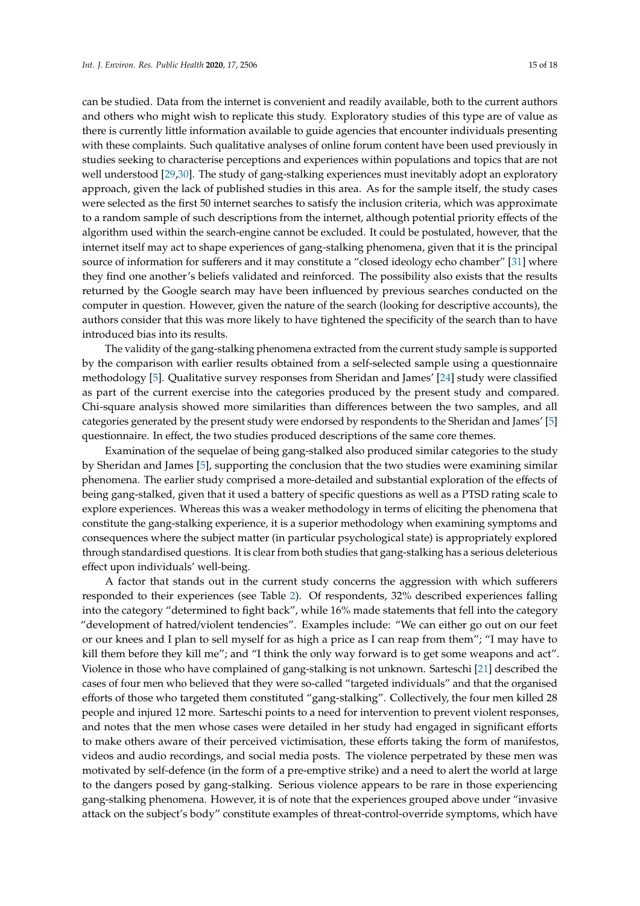can be studied. Data from the internet is convenient and readily available, both to the current authors and others who might wish to replicate this study. Exploratory studies of this type are of value as there is currently little information available to guide agencies that encounter individuals presenting with these complaints. Such qualitative analyses of online forum content have been used previously in studies seeking to characterise perceptions and experiences within populations and topics that are not well understood [29,30]. The study of gang-stalking experiences must inevitably adopt an exploratory approach, given the lack of published studies in this area. As for the sample itself, the study cases were selected as the first 50 internet searches to satisfy the inclusion criteria, which was approximate to a random sample of such descriptions from the internet, although potential priority effects of the algorithm used within the search-engine cannot be excluded. It could be postulated, however, that the internet itself may act to shape experiences of gang-stalking phenomena, given that it is the principal source of information for sufferers and it may constitute a "closed ideology echo chamber" [31] where they find one another's beliefs validated and reinforced. The possibility also exists that the results returned by the Google search may have been influenced by previous searches conducted on the computer in question. However, given the nature of the search (looking for descriptive accounts), the authors consider that this was more likely to have tightened the specificity of the search than to have introduced bias into its results.

The validity of the gang-stalking phenomena extracted from the current study sample is supported by the comparison with earlier results obtained from a self-selected sample using a questionnaire methodology [5]. Qualitative survey responses from Sheridan and James' [24] study were classified as part of the current exercise into the categories produced by the present study and compared. Chi-square analysis showed more similarities than differences between the two samples, and all categories generated by the present study were endorsed by respondents to the Sheridan and James' [5] questionnaire. In effect, the two studies produced descriptions of the same core themes.

Examination of the sequelae of being gang-stalked also produced similar categories to the study by Sheridan and James [5], supporting the conclusion that the two studies were examining similar phenomena. The earlier study comprised a more-detailed and substantial exploration of the effects of being gang-stalked, given that it used a battery of specific questions as well as a PTSD rating scale to explore experiences. Whereas this was a weaker methodology in terms of eliciting the phenomena that constitute the gang-stalking experience, it is a superior methodology when examining symptoms and consequences where the subject matter (in particular psychological state) is appropriately explored through standardised questions. It is clear from both studies that gang-stalking has a serious deleterious effect upon individuals' well-being.

A factor that stands out in the current study concerns the aggression with which sufferers responded to their experiences (see Table 2). Of respondents, 32% described experiences falling into the category "determined to fight back", while 16% made statements that fell into the category "development of hatred/violent tendencies". Examples include: "We can either go out on our feet or our knees and I plan to sell myself for as high a price as I can reap from them"; "I may have to kill them before they kill me"; and "I think the only way forward is to get some weapons and act". Violence in those who have complained of gang-stalking is not unknown. Sarteschi [21] described the cases of four men who believed that they were so-called "targeted individuals" and that the organised efforts of those who targeted them constituted "gang-stalking". Collectively, the four men killed 28 people and injured 12 more. Sarteschi points to a need for intervention to prevent violent responses, and notes that the men whose cases were detailed in her study had engaged in significant efforts to make others aware of their perceived victimisation, these efforts taking the form of manifestos, videos and audio recordings, and social media posts. The violence perpetrated by these men was motivated by self-defence (in the form of a pre-emptive strike) and a need to alert the world at large to the dangers posed by gang-stalking. Serious violence appears to be rare in those experiencing gang-stalking phenomena. However, it is of note that the experiences grouped above under "invasive attack on the subject's body" constitute examples of threat-control-override symptoms, which have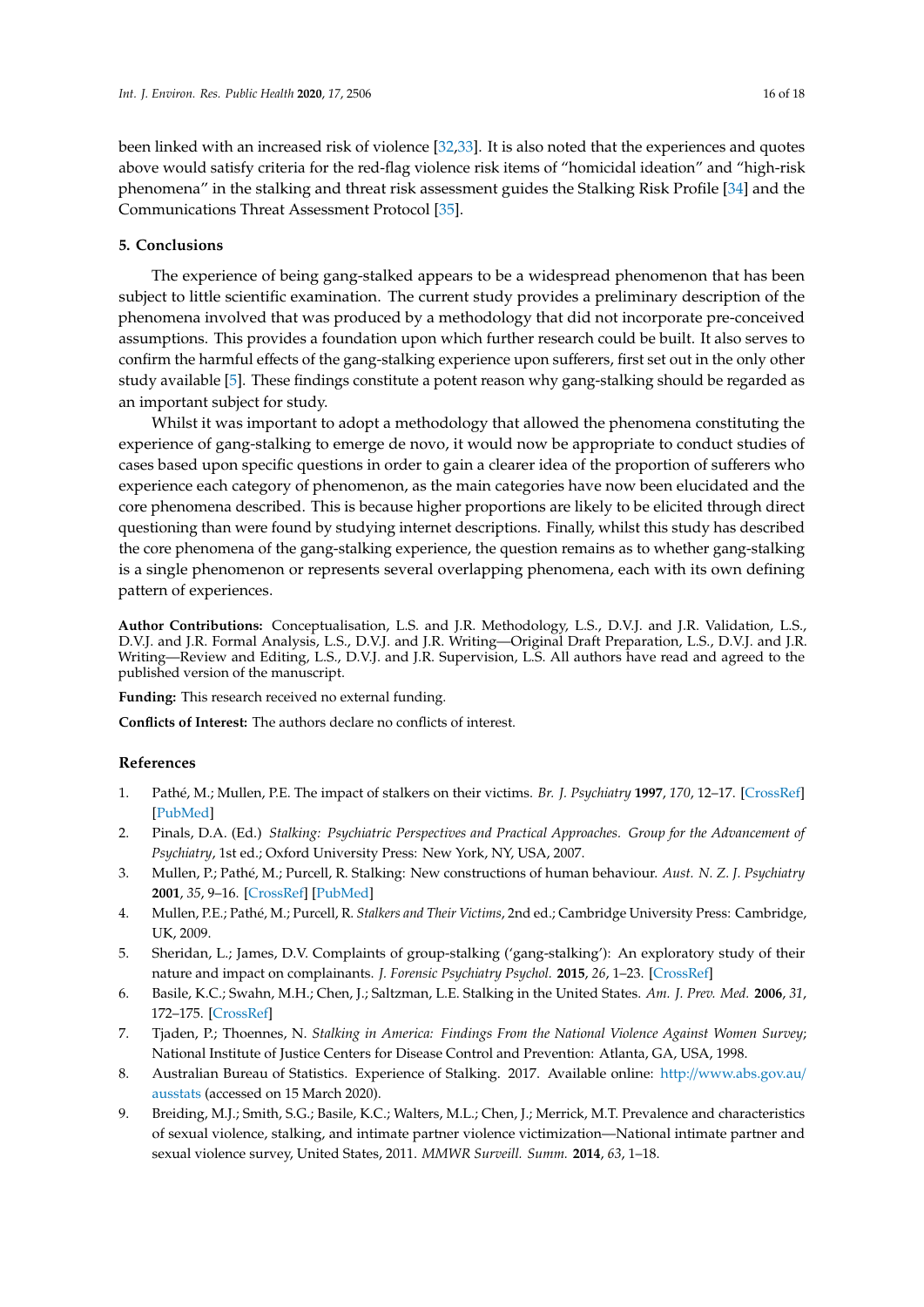been linked with an increased risk of violence [32,33]. It is also noted that the experiences and quotes above would satisfy criteria for the red-flag violence risk items of "homicidal ideation" and "high-risk phenomena" in the stalking and threat risk assessment guides the Stalking Risk Profile [34] and the Communications Threat Assessment Protocol [35].

## 5. Conclusions

The experience of being gang-stalked appears to be a widespread phenomenon that has been subject to little scientific examination. The current study provides a preliminary description of the phenomena involved that was produced by a methodology that did not incorporate pre-conceived assumptions. This provides a foundation upon which further research could be built. It also serves to confirm the harmful effects of the gang-stalking experience upon sufferers, first set out in the only other study available [5]. These findings constitute a potent reason why gang-stalking should be regarded as an important subject for study.

Whilst it was important to adopt a methodology that allowed the phenomena constituting the experience of gang-stalking to emerge de novo, it would now be appropriate to conduct studies of cases based upon specific questions in order to gain a clearer idea of the proportion of sufferers who experience each category of phenomenon, as the main categories have now been elucidated and the core phenomena described. This is because higher proportions are likely to be elicited through direct questioning than were found by studying internet descriptions. Finally, whilst this study has described the core phenomena of the gang-stalking experience, the question remains as to whether gang-stalking is a single phenomenon or represents several overlapping phenomena, each with its own defining pattern of experiences.

**Author Contributions:** Conceptualisation, L.S. and J.R. Methodology, L.S., D.V.J. and J.R. Validation, L.S., D.V.J. and J.R. Formal Analysis, L.S., D.V.J. and J.R. Writing—Original Draft Preparation, L.S., D.V.J. and J.R. Writing—Review and Editing, L.S., D.V.J. and J.R. Supervision, L.S. All authors have read and agreed to the published version of the manuscript.

**Funding:** This research received no external funding.

**Conflicts of Interest:** The authors declare no conflicts of interest.

## References

1. Pathé, M.; Mullen, P.E. The impact of stalkers on their victims. *Br. J. Psychiatry* **1997**, *170*, 12–17. [CrossRef] [PubMed]
2. Pinals, D.A. (Ed.) *Stalking: Psychiatric Perspectives and Practical Approaches. Group for the Advancement of Psychiatry*, 1st ed.; Oxford University Press: New York, NY, USA, 2007.
3. Mullen, P.; Pathé, M.; Purcell, R. Stalking: New constructions of human behaviour. *Aust. N. Z. J. Psychiatry* **2001**, *35*, 9–16. [CrossRef] [PubMed]
4. Mullen, P.E.; Pathé, M.; Purcell, R. *Stalkers and Their Victims*, 2nd ed.; Cambridge University Press: Cambridge, UK, 2009.
5. Sheridan, L.; James, D.V. Complaints of group-stalking ('gang-stalking'): An exploratory study of their nature and impact on complainants. *J. Forensic Psychiatry Psychol.* **2015**, *26*, 1–23. [CrossRef]
6. Basile, K.C.; Swahn, M.H.; Chen, J.; Saltzman, L.E. Stalking in the United States. *Am. J. Prev. Med.* **2006**, *31*, 172–175. [CrossRef]
7. Tjaden, P.; Thoennes, N. *Stalking in America: Findings From the National Violence Against Women Survey*; National Institute of Justice Centers for Disease Control and Prevention: Atlanta, GA, USA, 1998.
8. Australian Bureau of Statistics. Experience of Stalking. 2017. Available online: http://www.abs.gov.au/ausstats (accessed on 15 March 2020).
9. Breiding, M.J.; Smith, S.G.; Basile, K.C.; Walters, M.L.; Chen, J.; Merrick, M.T. Prevalence and characteristics of sexual violence, stalking, and intimate partner violence victimization—National intimate partner and sexual violence survey, United States, 2011. *MMWR Surveill. Summ.* **2014**, *63*, 1–18.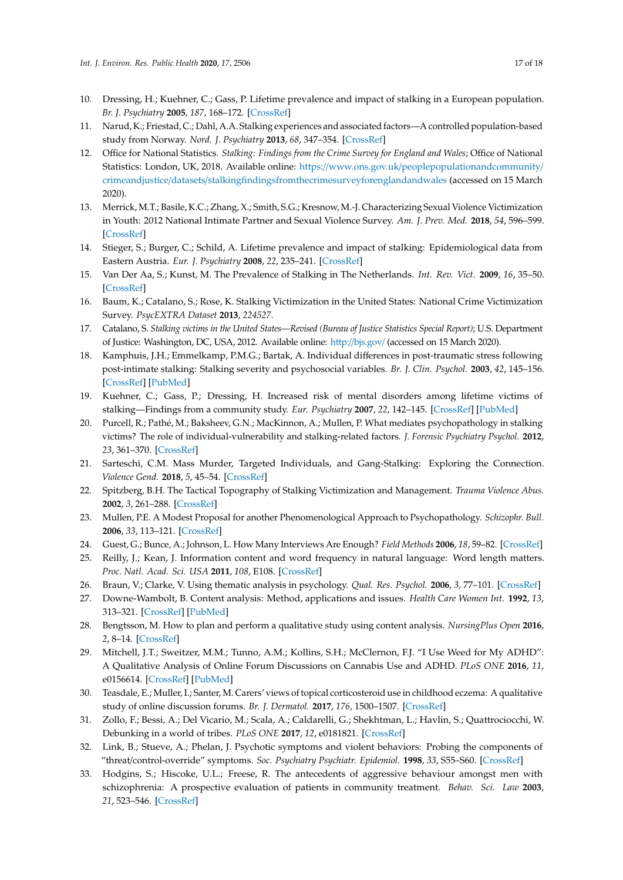10. Dressing, H.; Kuehner, C.; Gass, P. Lifetime prevalence and impact of stalking in a European population. *Br. J. Psychiatry* **2005**, *187*, 168–172. [CrossRef]
11. Narud, K.; Friestad, C.; Dahl, A.A. Stalking experiences and associated factors—A controlled population-based study from Norway. *Nord. J. Psychiatry* **2013**, *68*, 347–354. [CrossRef]
12. Office for National Statistics. *Stalking: Findings from the Crime Survey for England and Wales*; Office of National Statistics: London, UK, 2018. Available online: https://www.ons.gov.uk/peoplepopulationandcommunity/crimeandjustice/datasets/stalkingfindingsfromthecrimesurveyforenglandandwales (accessed on 15 March 2020).
13. Merrick, M.T.; Basile, K.C.; Zhang, X.; Smith, S.G.; Kresnow, M.-J. Characterizing Sexual Violence Victimization in Youth: 2012 National Intimate Partner and Sexual Violence Survey. *Am. J. Prev. Med.* **2018**, *54*, 596–599. [CrossRef]
14. Stieger, S.; Burger, C.; Schild, A. Lifetime prevalence and impact of stalking: Epidemiological data from Eastern Austria. *Eur. J. Psychiatry* **2008**, *22*, 235–241. [CrossRef]
15. Van Der Aa, S.; Kunst, M. The Prevalence of Stalking in The Netherlands. *Int. Rev. Vict.* **2009**, *16*, 35–50. [CrossRef]
16. Baum, K.; Catalano, S.; Rose, K. Stalking Victimization in the United States: National Crime Victimization Survey. *PsycEXTRA Dataset* **2013**, *224527*.
17. Catalano, S. *Stalking victims in the United States—Revised (Bureau of Justice Statistics Special Report)*; U.S. Department of Justice: Washington, DC, USA, 2012. Available online: http://bjs.gov/ (accessed on 15 March 2020).
18. Kamphuis, J.H.; Emmelkamp, P.M.G.; Bartak, A. Individual differences in post-traumatic stress following post-intimate stalking: Stalking severity and psychosocial variables. *Br. J. Clin. Psychol.* **2003**, *42*, 145–156. [CrossRef] [PubMed]
19. Kuehner, C.; Gass, P.; Dressing, H. Increased risk of mental disorders among lifetime victims of stalking—Findings from a community study. *Eur. Psychiatry* **2007**, *22*, 142–145. [CrossRef] [PubMed]
20. Purcell, R.; Pathé, M.; Baksheev, G.N.; MacKinnon, A.; Mullen, P. What mediates psychopathology in stalking victims? The role of individual-vulnerability and stalking-related factors. *J. Forensic Psychiatry Psychol.* **2012**, *23*, 361–370. [CrossRef]
21. Sarteschi, C.M. Mass Murder, Targeted Individuals, and Gang-Stalking: Exploring the Connection. *Violence Gend.* **2018**, *5*, 45–54. [CrossRef]
22. Spitzberg, B.H. The Tactical Topography of Stalking Victimization and Management. *Trauma Violence Abus.* **2002**, *3*, 261–288. [CrossRef]
23. Mullen, P.E. A Modest Proposal for another Phenomenological Approach to Psychopathology. *Schizophr. Bull.* **2006**, *33*, 113–121. [CrossRef]
24. Guest, G.; Bunce, A.; Johnson, L. How Many Interviews Are Enough? *Field Methods* **2006**, *18*, 59–82. [CrossRef]
25. Reilly, J.; Kean, J. Information content and word frequency in natural language: Word length matters. *Proc. Natl. Acad. Sci. USA* **2011**, *108*, E108. [CrossRef]
26. Braun, V.; Clarke, V. Using thematic analysis in psychology. *Qual. Res. Psychol.* **2006**, *3*, 77–101. [CrossRef]
27. Downe-Wambolt, B. Content analysis: Method, applications and issues. *Health Care Women Int.* **1992**, *13*, 313–321. [CrossRef] [PubMed]
28. Bengtsson, M. How to plan and perform a qualitative study using content analysis. *NursingPlus Open* **2016**, *2*, 8–14. [CrossRef]
29. Mitchell, J.T.; Sweitzer, M.M.; Tunno, A.M.; Kollins, S.H.; McClernon, F.J. "I Use Weed for My ADHD": A Qualitative Analysis of Online Forum Discussions on Cannabis Use and ADHD. *PLoS ONE* **2016**, *11*, e0156614. [CrossRef] [PubMed]
30. Teasdale, E.; Muller, I.; Santer, M. Carers' views of topical corticosteroid use in childhood eczema: A qualitative study of online discussion forums. *Br. J. Dermatol.* **2017**, *176*, 1500–1507. [CrossRef]
31. Zollo, F.; Bessi, A.; Del Vicario, M.; Scala, A.; Caldarelli, G.; Shekhtman, L.; Havlin, S.; Quattrociocchi, W. Debunking in a world of tribes. *PLoS ONE* **2017**, *12*, e0181821. [CrossRef]
32. Link, B.; Stueve, A.; Phelan, J. Psychotic symptoms and violent behaviors: Probing the components of "threat/control-override" symptoms. *Soc. Psychiatry Psychiatr. Epidemiol.* **1998**, *33*, S55–S60. [CrossRef]
33. Hodgins, S.; Hiscoke, U.L.; Freese, R. The antecedents of aggressive behaviour amongst men with schizophrenia: A prospective evaluation of patients in community treatment. *Behav. Sci. Law* **2003**, *21*, 523–546. [CrossRef]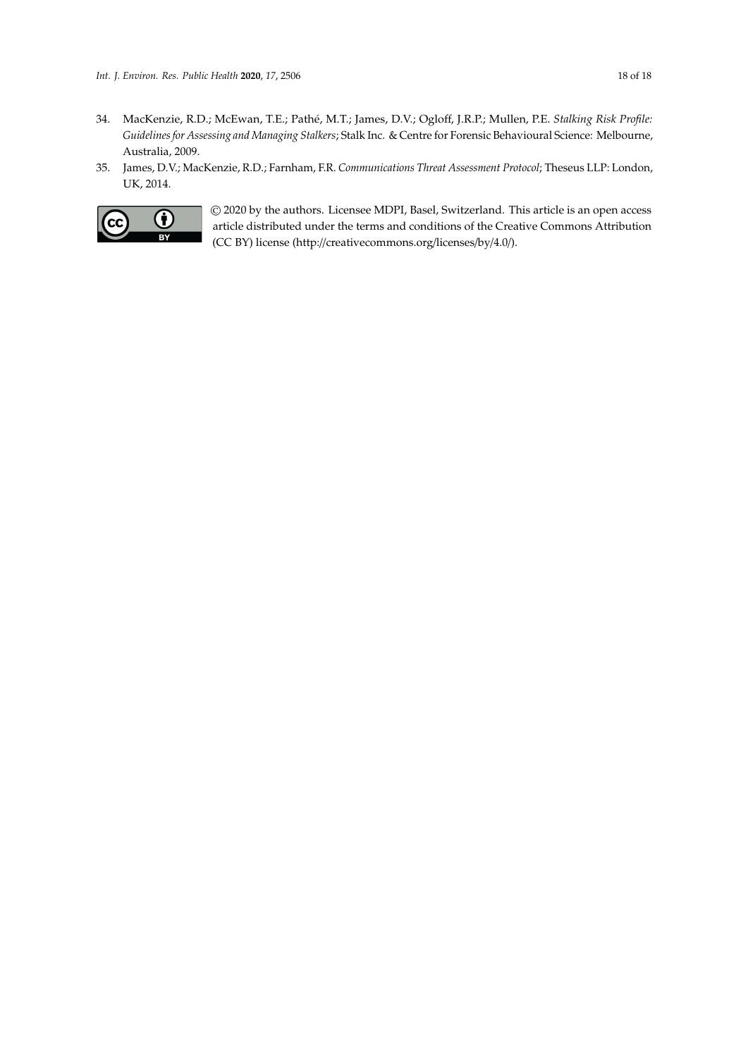34. MacKenzie, R.D.; McEwan, T.E.; Pathé, M.T.; James, D.V.; Ogloff, J.R.P.; Mullen, P.E. *Stalking Risk Profile: Guidelines for Assessing and Managing Stalkers*; Stalk Inc. & Centre for Forensic Behavioural Science: Melbourne, Australia, 2009.
35. James, D.V.; MacKenzie, R.D.; Farnham, F.R. *Communications Threat Assessment Protocol*; Theseus LLP: London, UK, 2014.

© 2020 by the authors. Licensee MDPI, Basel, Switzerland. This article is an open access article distributed under the terms and conditions of the Creative Commons Attribution (CC BY) license (http://creativecommons.org/licenses/by/4.0/).